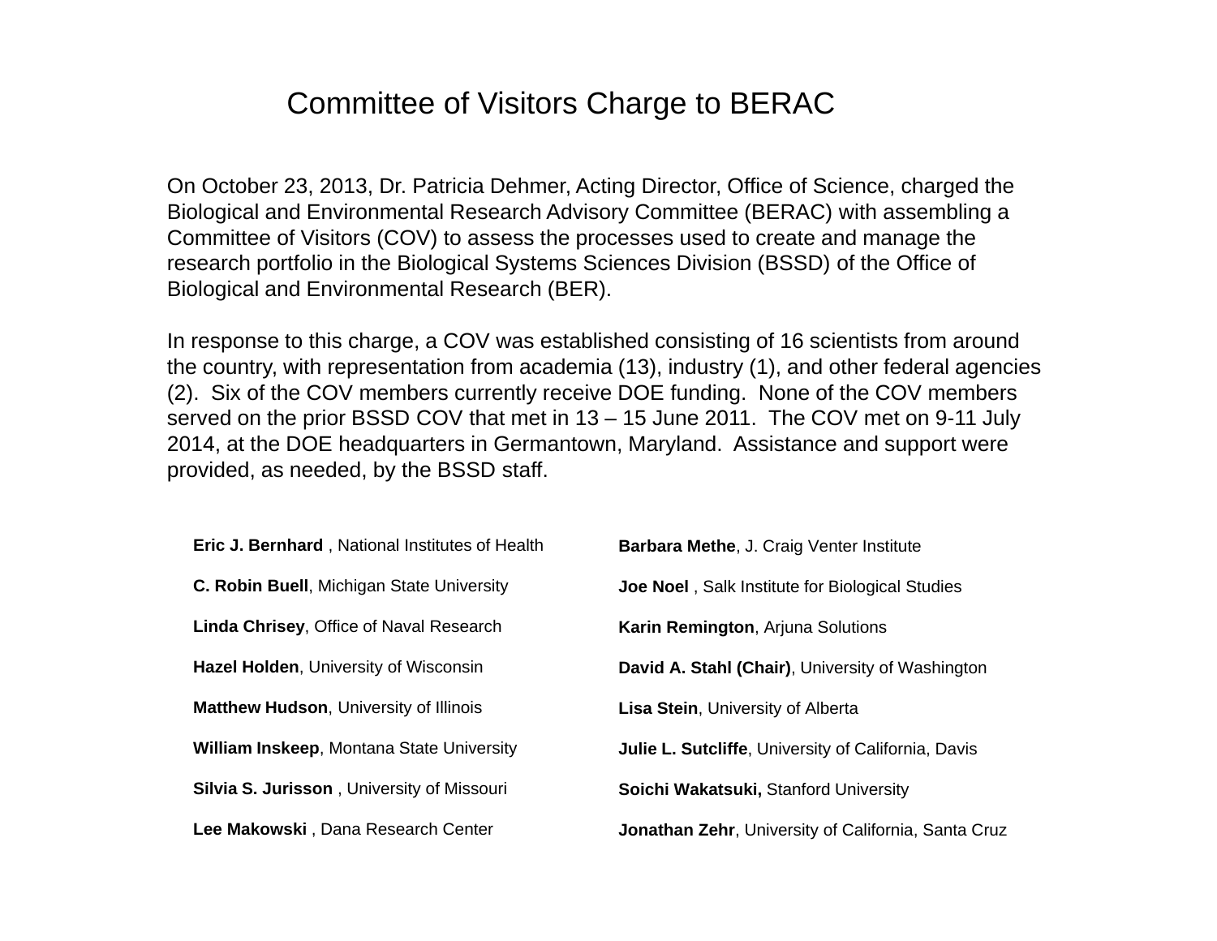# Committee of Visitors Charge to BERAC

On October 23, 2013, Dr. Patricia Dehmer, Acting Director, Office of Science, charged the Biological and Environmental Research Advisory Committee (BERAC) with assembling a Committee of Visitors (COV) to assess the processes used to create and manage the research portfolio in the Biological Systems Sciences Division (BSSD) of the Office of Biological and Environmental Research (BER).

In response to this charge, a COV was established consisting of 16 scientists from around the country, with representation from academia (13), industry (1), and other federal agencies (2). Six of the COV members currently receive DOE funding. None of the COV members served on the prior BSSD COV that met in 13 – 15 June 2011. The COV met on 9-11 July 2014, at the DOE headquarters in Germantown, Maryland. Assistance and support were provided, as needed, by the BSSD staff.

**Eric J. Bernhard** , National Institutes of Health

**C. Robin Buell**, Michigan State University

**Linda Chrisey**, Office of Naval Research

**Hazel Holden**, University of Wisconsin

**Matthew Hudson**, University of Illinois

**William Inskeep**, Montana State University

**Silvia S. Jurisson** , University of Missouri

**Lee Makowski** , Dana Research Center

**Barbara Methe**, J. Craig Venter Institute

**Joe Noel** , Salk Institute for Biological Studies

**Karin Remington**, Arjuna Solutions

**David A. Stahl (Chair)**, University of Washington

**Lisa Stein**, University of Alberta

**Julie L. Sutcliffe**, University of California, Davis

**Soichi Wakatsuki,** Stanford University

**Jonathan Zehr**, University of California, Santa Cruz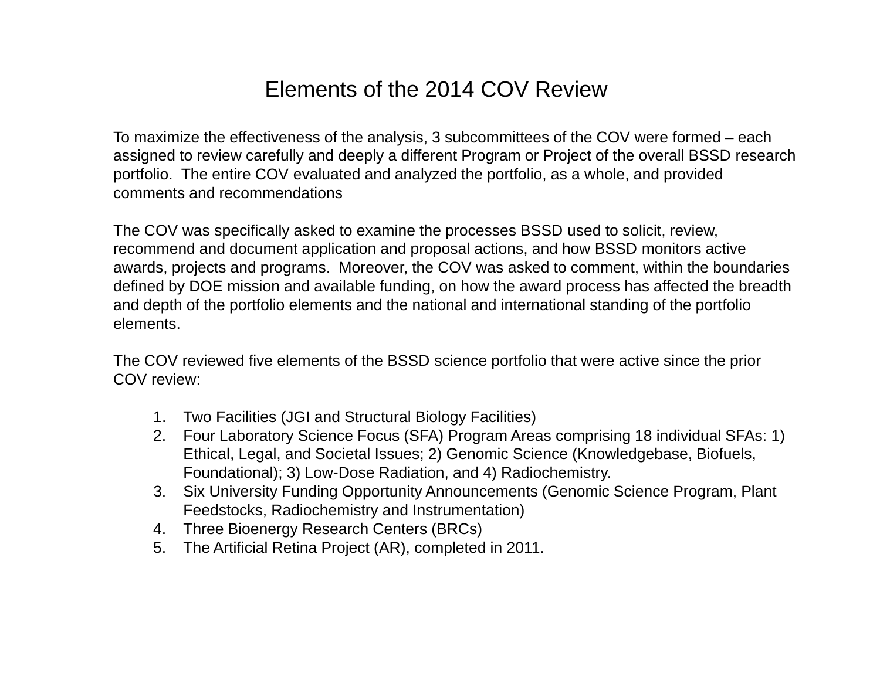# Elements of the 2014 COV Review

To maximize the effectiveness of the analysis, 3 subcommittees of the COV were formed – each assigned to review carefully and deeply a different Program or Project of the overall BSSD research portfolio. The entire COV evaluated and analyzed the portfolio, as a whole, and provided comments and recommendations

The COV was specifically asked to examine the processes BSSD used to solicit, review, recommend and document application and proposal actions, and how BSSD monitors active awards, projects and programs. Moreover, the COV was asked to comment, within the boundaries defined by DOE mission and available funding, on how the award process has affected the breadth and depth of the portfolio elements and the national and international standing of the portfolio elements.

The COV reviewed five elements of the BSSD science portfolio that were active since the prior COV review:

1. Two Facilities (JGI and Structural Biology Facilities)
2. Four Laboratory Science Focus (SFA) Program Areas comprising 18 individual SFAs: 1) Ethical, Legal, and Societal Issues; 2) Genomic Science (Knowledgebase, Biofuels, Foundational); 3) Low-Dose Radiation, and 4) Radiochemistry.
3. Six University Funding Opportunity Announcements (Genomic Science Program, Plant Feedstocks, Radiochemistry and Instrumentation)
4. Three Bioenergy Research Centers (BRCs)
5. The Artificial Retina Project (AR), completed in 2011.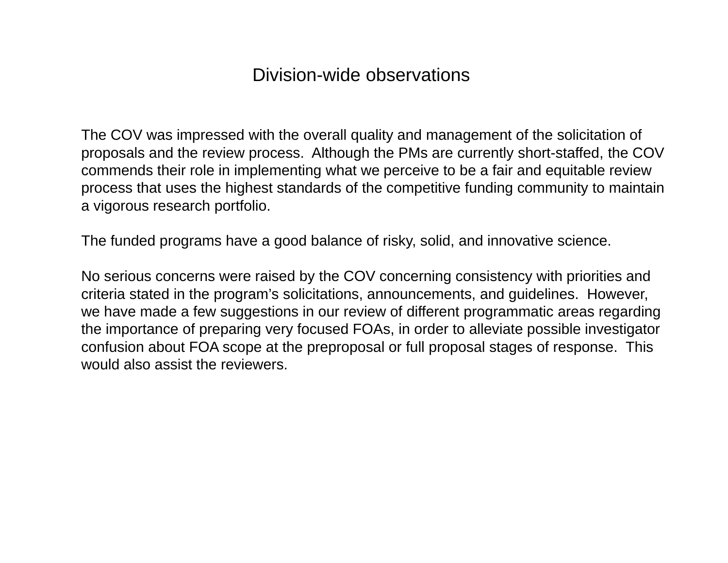# Division-wide observations

The COV was impressed with the overall quality and management of the solicitation of proposals and the review process. Although the PMs are currently short-staffed, the COV commends their role in implementing what we perceive to be a fair and equitable review process that uses the highest standards of the competitive funding community to maintain a vigorous research portfolio.

The funded programs have a good balance of risky, solid, and innovative science.

No serious concerns were raised by the COV concerning consistency with priorities and criteria stated in the program's solicitations, announcements, and guidelines. However, we have made a few suggestions in our review of different programmatic areas regarding the importance of preparing very focused FOAs, in order to alleviate possible investigator confusion about FOA scope at the preproposal or full proposal stages of response. This would also assist the reviewers.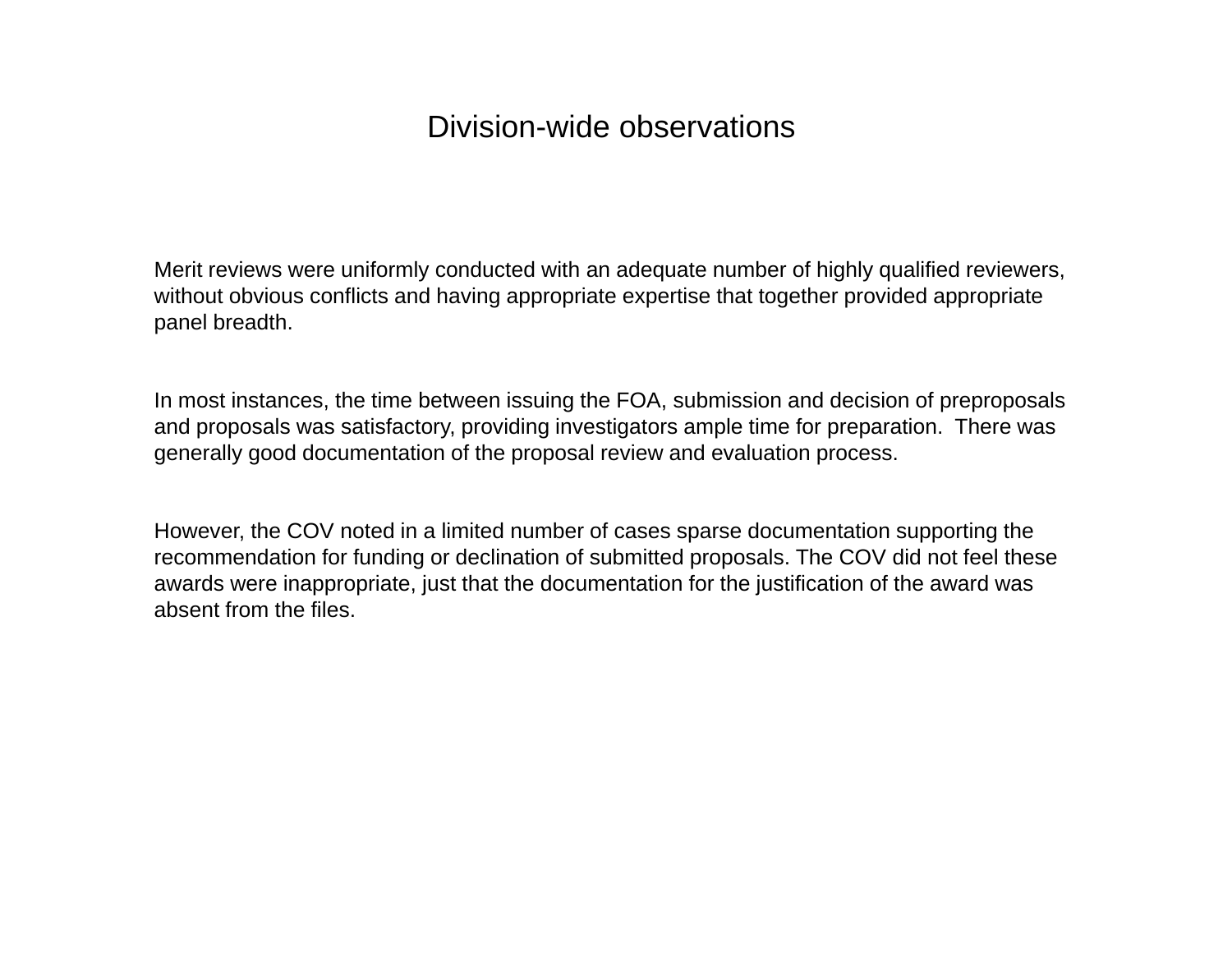# Division-wide observations

Merit reviews were uniformly conducted with an adequate number of highly qualified reviewers, without obvious conflicts and having appropriate expertise that together provided appropriate panel breadth.

In most instances, the time between issuing the FOA, submission and decision of preproposals and proposals was satisfactory, providing investigators ample time for preparation. There was generally good documentation of the proposal review and evaluation process.

However, the COV noted in a limited number of cases sparse documentation supporting the recommendation for funding or declination of submitted proposals. The COV did not feel these awards were inappropriate, just that the documentation for the justification of the award was absent from the files.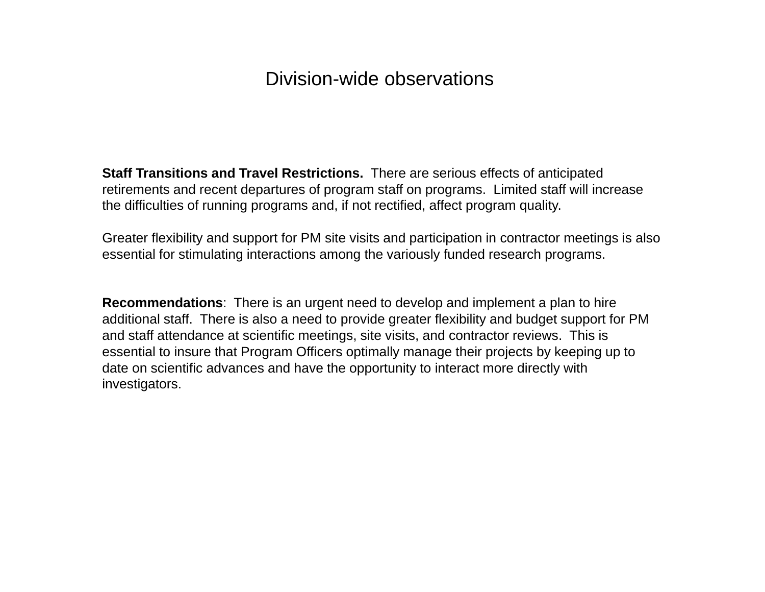# Division-wide observations

**Staff Transitions and Travel Restrictions.** There are serious effects of anticipated retirements and recent departures of program staff on programs. Limited staff will increase the difficulties of running programs and, if not rectified, affect program quality.

Greater flexibility and support for PM site visits and participation in contractor meetings is also essential for stimulating interactions among the variously funded research programs.

**Recommendations**: There is an urgent need to develop and implement a plan to hire additional staff. There is also a need to provide greater flexibility and budget support for PM and staff attendance at scientific meetings, site visits, and contractor reviews. This is essential to insure that Program Officers optimally manage their projects by keeping up to date on scientific advances and have the opportunity to interact more directly with investigators.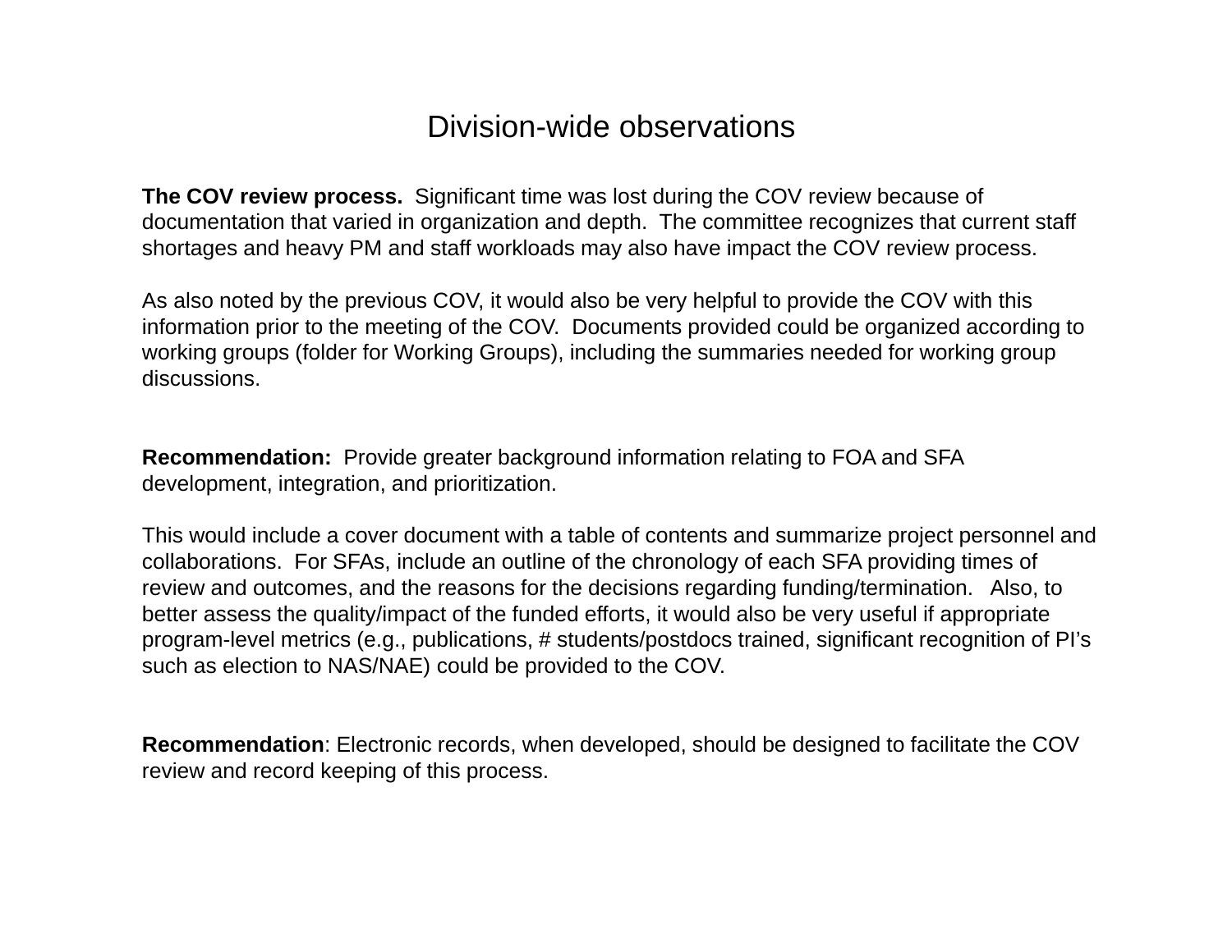# Division-wide observations

**The COV review process.** Significant time was lost during the COV review because of documentation that varied in organization and depth. The committee recognizes that current staff shortages and heavy PM and staff workloads may also have impact the COV review process.

As also noted by the previous COV, it would also be very helpful to provide the COV with this information prior to the meeting of the COV. Documents provided could be organized according to working groups (folder for Working Groups), including the summaries needed for working group discussions.

**Recommendation:** Provide greater background information relating to FOA and SFA development, integration, and prioritization.

This would include a cover document with a table of contents and summarize project personnel and collaborations. For SFAs, include an outline of the chronology of each SFA providing times of review and outcomes, and the reasons for the decisions regarding funding/termination. Also, to better assess the quality/impact of the funded efforts, it would also be very useful if appropriate program-level metrics (e.g., publications, # students/postdocs trained, significant recognition of PI's such as election to NAS/NAE) could be provided to the COV.

**Recommendation**: Electronic records, when developed, should be designed to facilitate the COV review and record keeping of this process.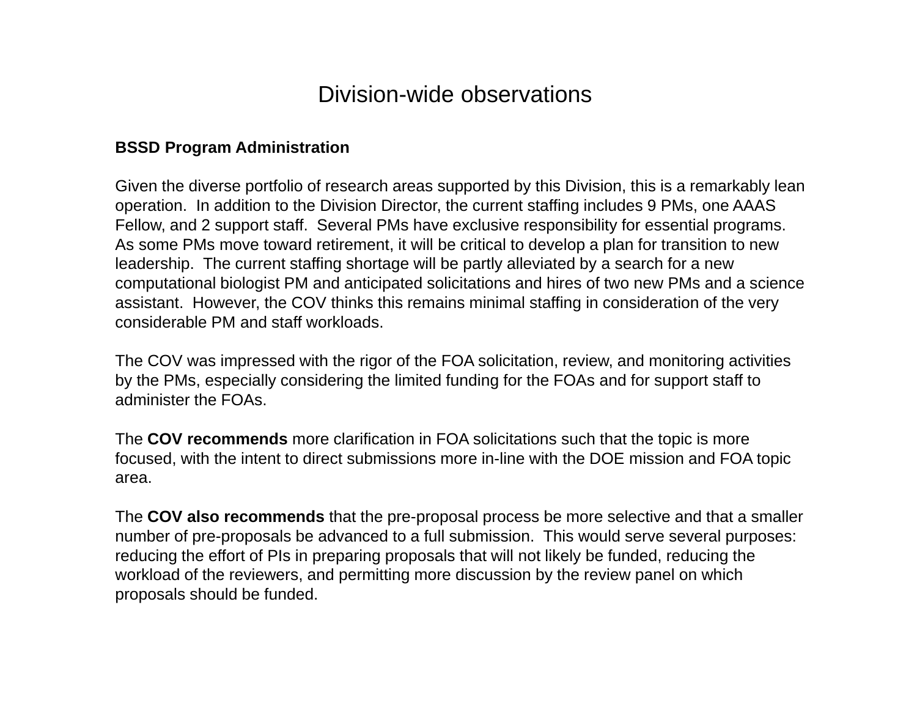# Division-wide observations

**BSSD Program Administration**

Given the diverse portfolio of research areas supported by this Division, this is a remarkably lean operation. In addition to the Division Director, the current staffing includes 9 PMs, one AAAS Fellow, and 2 support staff. Several PMs have exclusive responsibility for essential programs. As some PMs move toward retirement, it will be critical to develop a plan for transition to new leadership. The current staffing shortage will be partly alleviated by a search for a new computational biologist PM and anticipated solicitations and hires of two new PMs and a science assistant. However, the COV thinks this remains minimal staffing in consideration of the very considerable PM and staff workloads.

The COV was impressed with the rigor of the FOA solicitation, review, and monitoring activities by the PMs, especially considering the limited funding for the FOAs and for support staff to administer the FOAs.

The **COV recommends** more clarification in FOA solicitations such that the topic is more focused, with the intent to direct submissions more in-line with the DOE mission and FOA topic area.

The **COV also recommends** that the pre-proposal process be more selective and that a smaller number of pre-proposals be advanced to a full submission. This would serve several purposes: reducing the effort of PIs in preparing proposals that will not likely be funded, reducing the workload of the reviewers, and permitting more discussion by the review panel on which proposals should be funded.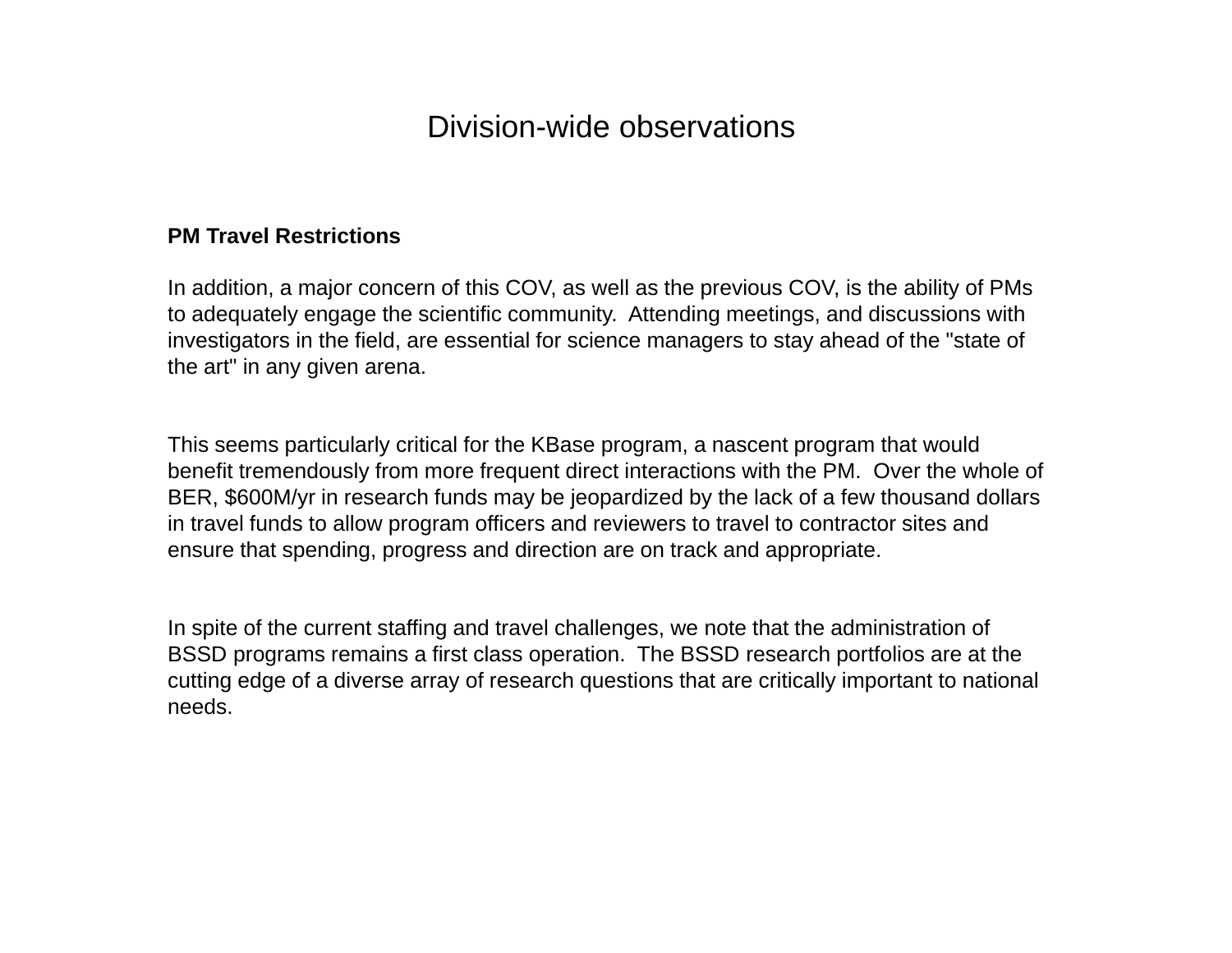# Division-wide observations

**PM Travel Restrictions**

In addition, a major concern of this COV, as well as the previous COV, is the ability of PMs to adequately engage the scientific community. Attending meetings, and discussions with investigators in the field, are essential for science managers to stay ahead of the "state of the art" in any given arena.

This seems particularly critical for the KBase program, a nascent program that would benefit tremendously from more frequent direct interactions with the PM. Over the whole of BER, $600M/yr in research funds may be jeopardized by the lack of a few thousand dollars in travel funds to allow program officers and reviewers to travel to contractor sites and ensure that spending, progress and direction are on track and appropriate.

In spite of the current staffing and travel challenges, we note that the administration of BSSD programs remains a first class operation. The BSSD research portfolios are at the cutting edge of a diverse array of research questions that are critically important to national needs.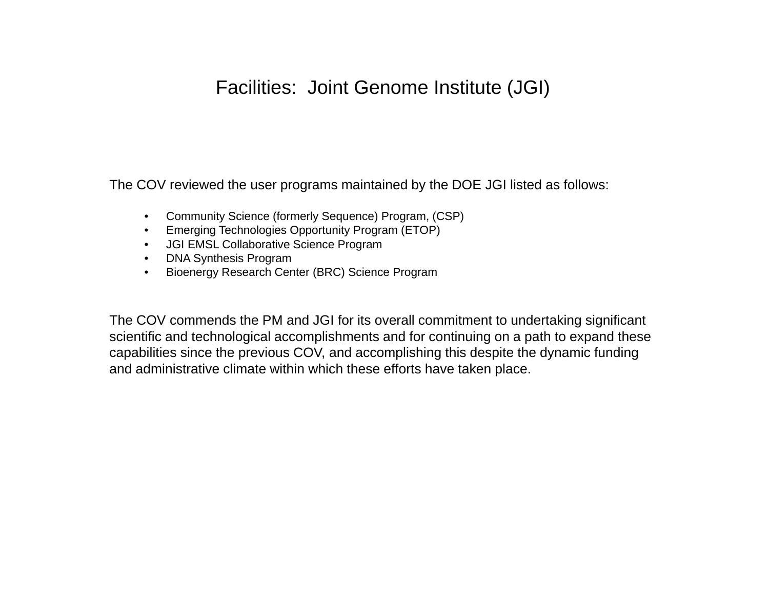# Facilities: Joint Genome Institute (JGI)

The COV reviewed the user programs maintained by the DOE JGI listed as follows:

- Community Science (formerly Sequence) Program, (CSP)
- Emerging Technologies Opportunity Program (ETOP)
- JGI EMSL Collaborative Science Program
- DNA Synthesis Program
- Bioenergy Research Center (BRC) Science Program

The COV commends the PM and JGI for its overall commitment to undertaking significant scientific and technological accomplishments and for continuing on a path to expand these capabilities since the previous COV, and accomplishing this despite the dynamic funding and administrative climate within which these efforts have taken place.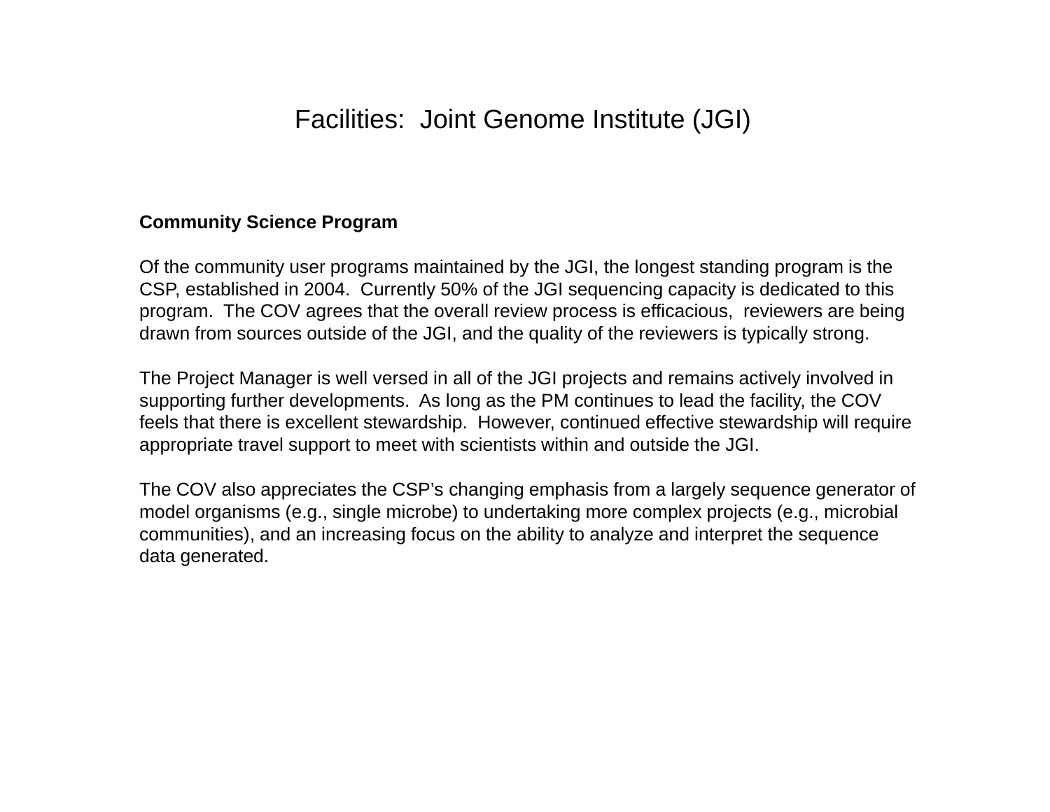# Facilities: Joint Genome Institute (JGI)

**Community Science Program**

Of the community user programs maintained by the JGI, the longest standing program is the CSP, established in 2004. Currently 50% of the JGI sequencing capacity is dedicated to this program. The COV agrees that the overall review process is efficacious, reviewers are being drawn from sources outside of the JGI, and the quality of the reviewers is typically strong.

The Project Manager is well versed in all of the JGI projects and remains actively involved in supporting further developments. As long as the PM continues to lead the facility, the COV feels that there is excellent stewardship. However, continued effective stewardship will require appropriate travel support to meet with scientists within and outside the JGI.

The COV also appreciates the CSP's changing emphasis from a largely sequence generator of model organisms (e.g., single microbe) to undertaking more complex projects (e.g., microbial communities), and an increasing focus on the ability to analyze and interpret the sequence data generated.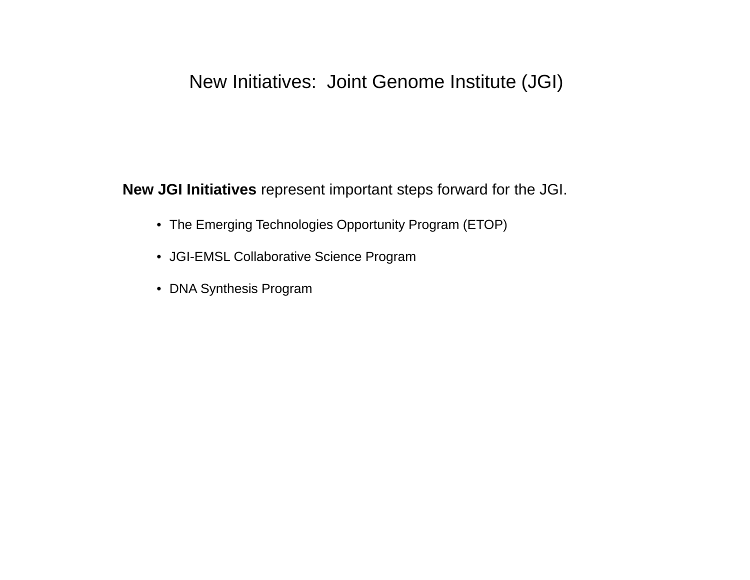# New Initiatives: Joint Genome Institute (JGI)

**New JGI Initiatives** represent important steps forward for the JGI.

- The Emerging Technologies Opportunity Program (ETOP)
- JGI-EMSL Collaborative Science Program
- DNA Synthesis Program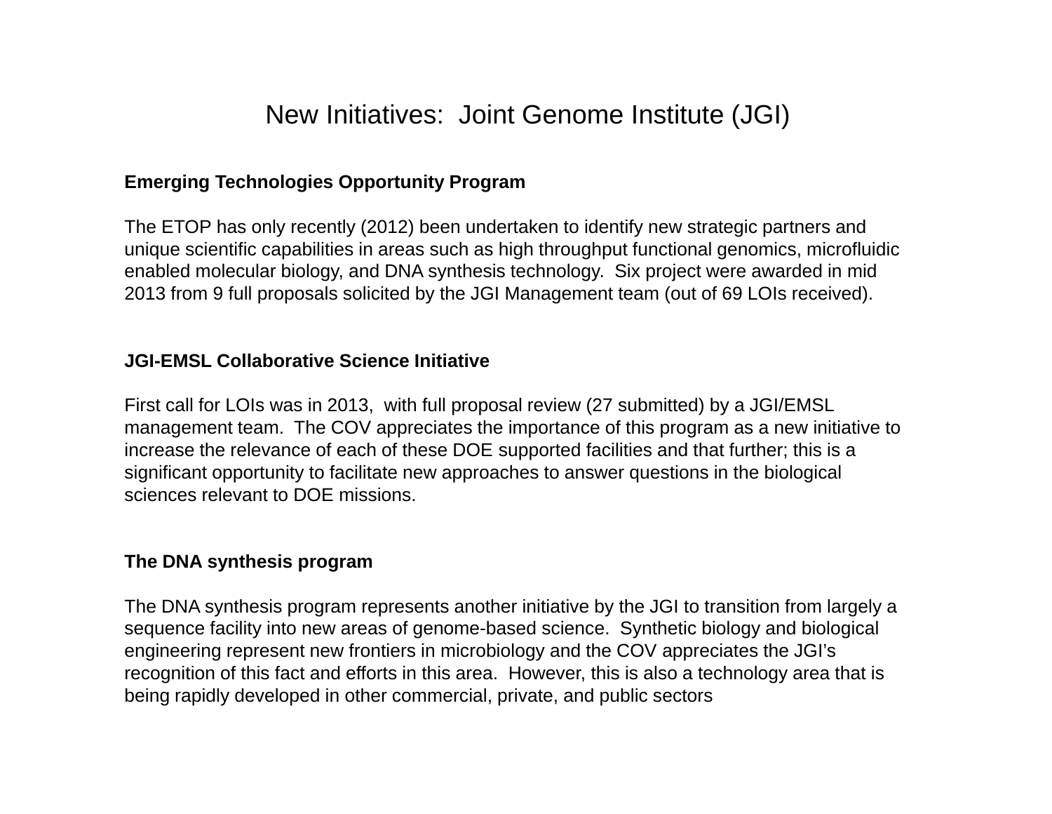# New Initiatives: Joint Genome Institute (JGI)

**Emerging Technologies Opportunity Program**

The ETOP has only recently (2012) been undertaken to identify new strategic partners and unique scientific capabilities in areas such as high throughput functional genomics, microfluidic enabled molecular biology, and DNA synthesis technology. Six project were awarded in mid 2013 from 9 full proposals solicited by the JGI Management team (out of 69 LOIs received).

**JGI-EMSL Collaborative Science Initiative**

First call for LOIs was in 2013, with full proposal review (27 submitted) by a JGI/EMSL management team. The COV appreciates the importance of this program as a new initiative to increase the relevance of each of these DOE supported facilities and that further; this is a significant opportunity to facilitate new approaches to answer questions in the biological sciences relevant to DOE missions.

**The DNA synthesis program**

The DNA synthesis program represents another initiative by the JGI to transition from largely a sequence facility into new areas of genome-based science. Synthetic biology and biological engineering represent new frontiers in microbiology and the COV appreciates the JGI's recognition of this fact and efforts in this area. However, this is also a technology area that is being rapidly developed in other commercial, private, and public sectors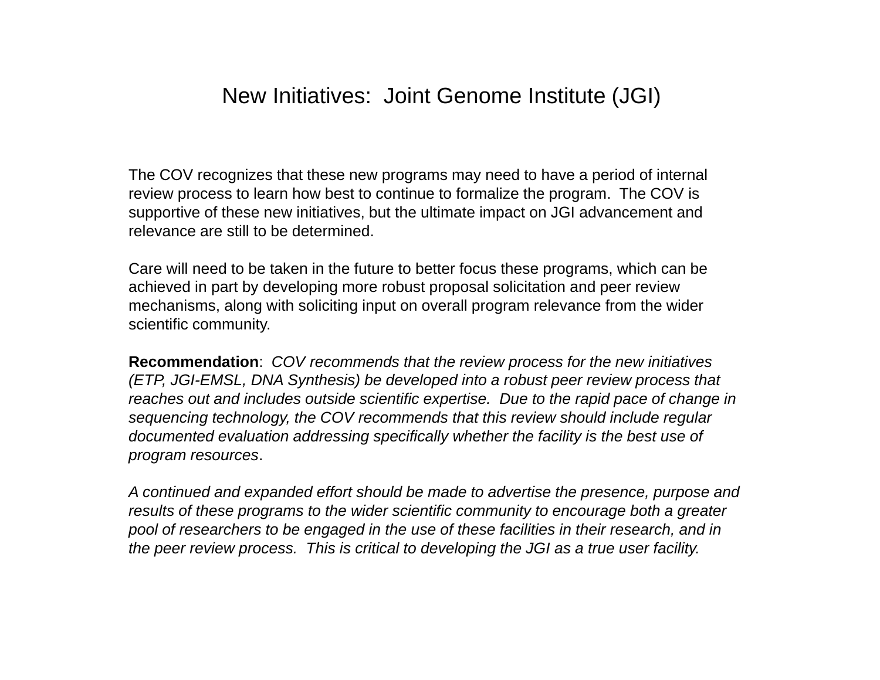# New Initiatives: Joint Genome Institute (JGI)

The COV recognizes that these new programs may need to have a period of internal review process to learn how best to continue to formalize the program. The COV is supportive of these new initiatives, but the ultimate impact on JGI advancement and relevance are still to be determined.

Care will need to be taken in the future to better focus these programs, which can be achieved in part by developing more robust proposal solicitation and peer review mechanisms, along with soliciting input on overall program relevance from the wider scientific community.

**Recommendation**: *COV recommends that the review process for the new initiatives (ETP, JGI-EMSL, DNA Synthesis) be developed into a robust peer review process that reaches out and includes outside scientific expertise. Due to the rapid pace of change in sequencing technology, the COV recommends that this review should include regular documented evaluation addressing specifically whether the facility is the best use of program resources*.

*A continued and expanded effort should be made to advertise the presence, purpose and results of these programs to the wider scientific community to encourage both a greater pool of researchers to be engaged in the use of these facilities in their research, and in the peer review process. This is critical to developing the JGI as a true user facility.*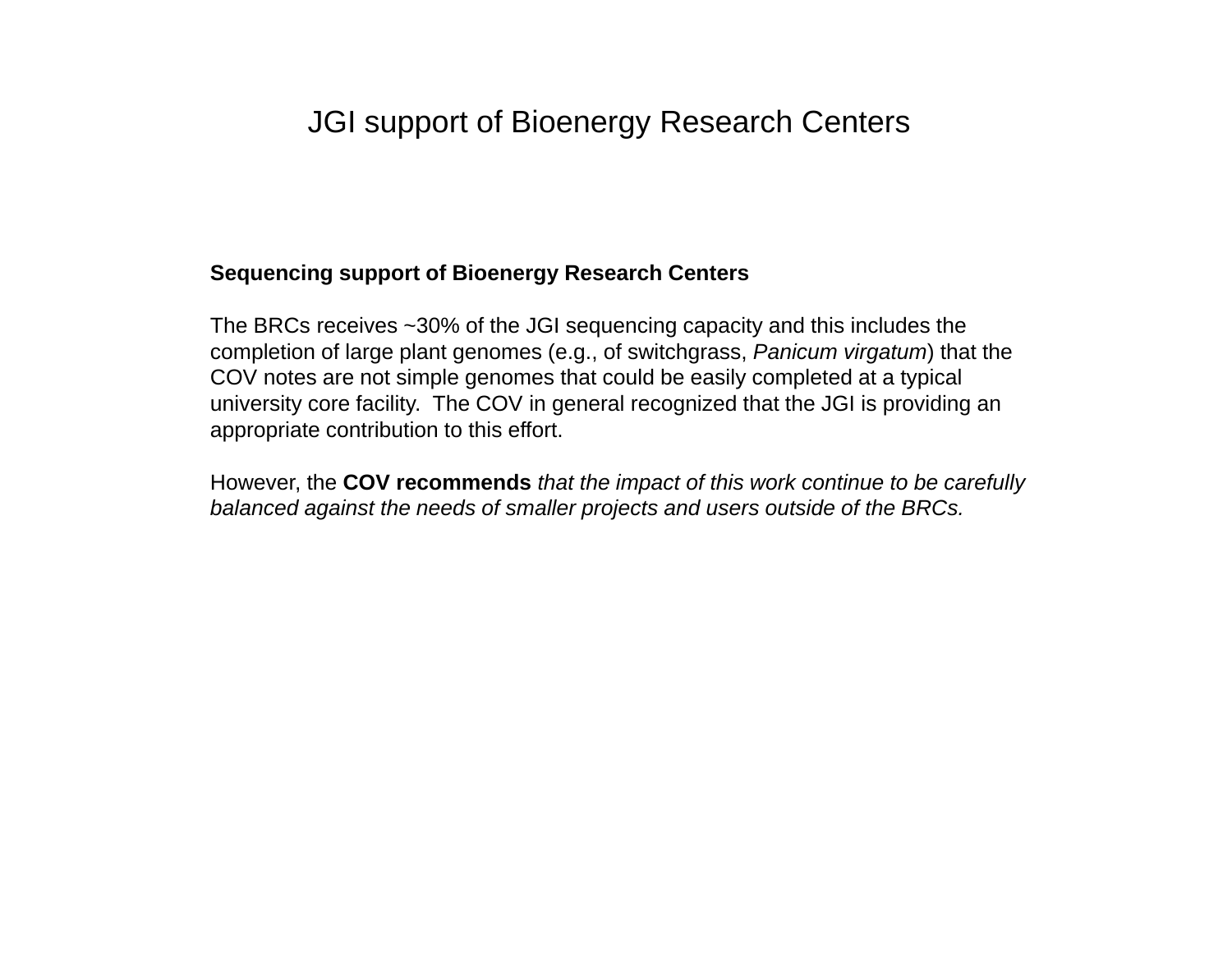# JGI support of Bioenergy Research Centers

**Sequencing support of Bioenergy Research Centers**

The BRCs receives ~30% of the JGI sequencing capacity and this includes the completion of large plant genomes (e.g., of switchgrass, *Panicum virgatum*) that the COV notes are not simple genomes that could be easily completed at a typical university core facility. The COV in general recognized that the JGI is providing an appropriate contribution to this effort.

However, the **COV recommends** *that the impact of this work continue to be carefully balanced against the needs of smaller projects and users outside of the BRCs.*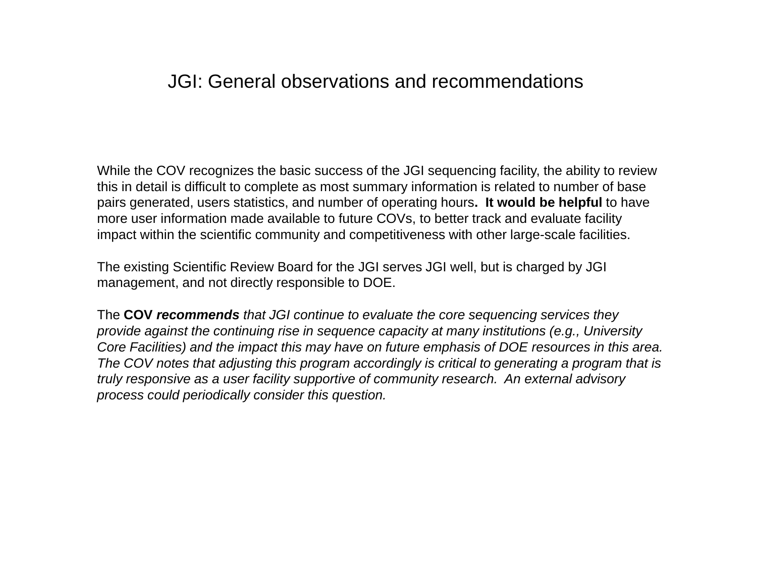# JGI: General observations and recommendations

While the COV recognizes the basic success of the JGI sequencing facility, the ability to review this in detail is difficult to complete as most summary information is related to number of base pairs generated, users statistics, and number of operating hours**. It would be helpful** to have more user information made available to future COVs, to better track and evaluate facility impact within the scientific community and competitiveness with other large-scale facilities.

The existing Scientific Review Board for the JGI serves JGI well, but is charged by JGI management, and not directly responsible to DOE.

The **COV *recommends*** *that JGI continue to evaluate the core sequencing services they provide against the continuing rise in sequence capacity at many institutions (e.g., University Core Facilities) and the impact this may have on future emphasis of DOE resources in this area. The COV notes that adjusting this program accordingly is critical to generating a program that is truly responsive as a user facility supportive of community research. An external advisory process could periodically consider this question.*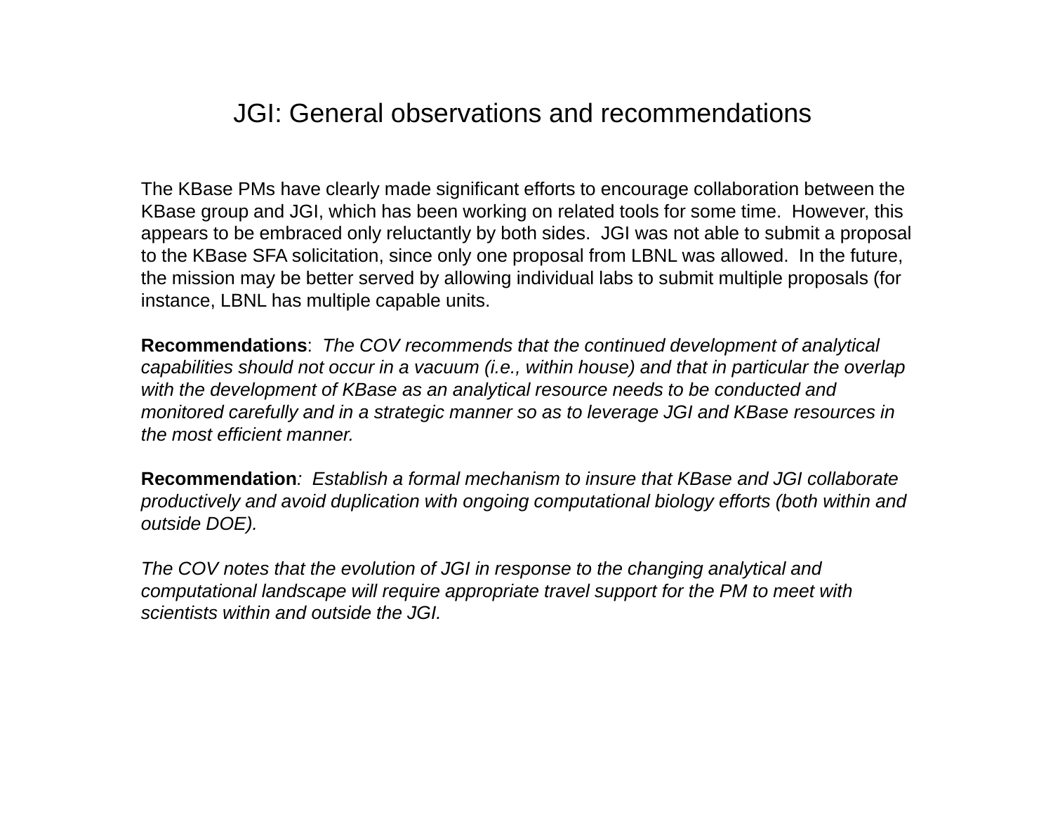# JGI: General observations and recommendations

The KBase PMs have clearly made significant efforts to encourage collaboration between the KBase group and JGI, which has been working on related tools for some time. However, this appears to be embraced only reluctantly by both sides. JGI was not able to submit a proposal to the KBase SFA solicitation, since only one proposal from LBNL was allowed. In the future, the mission may be better served by allowing individual labs to submit multiple proposals (for instance, LBNL has multiple capable units.

**Recommendations**: *The COV recommends that the continued development of analytical capabilities should not occur in a vacuum (i.e., within house) and that in particular the overlap with the development of KBase as an analytical resource needs to be conducted and monitored carefully and in a strategic manner so as to leverage JGI and KBase resources in the most efficient manner.*

**Recommendation**: *Establish a formal mechanism to insure that KBase and JGI collaborate productively and avoid duplication with ongoing computational biology efforts (both within and outside DOE).*

*The COV notes that the evolution of JGI in response to the changing analytical and computational landscape will require appropriate travel support for the PM to meet with scientists within and outside the JGI.*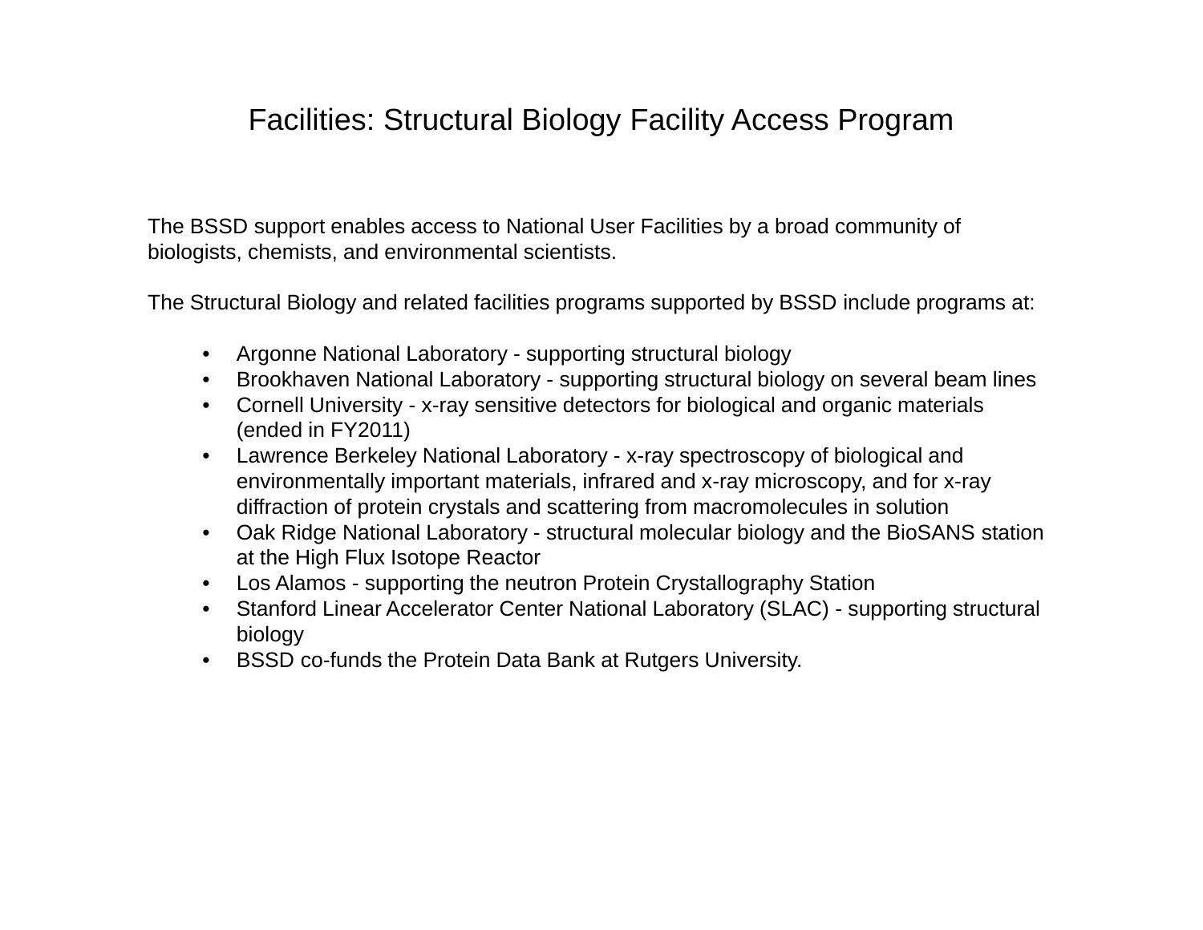# Facilities: Structural Biology Facility Access Program

The BSSD support enables access to National User Facilities by a broad community of biologists, chemists, and environmental scientists.

The Structural Biology and related facilities programs supported by BSSD include programs at:

- Argonne National Laboratory - supporting structural biology
- Brookhaven National Laboratory - supporting structural biology on several beam lines
- Cornell University - x-ray sensitive detectors for biological and organic materials (ended in FY2011)
- Lawrence Berkeley National Laboratory - x-ray spectroscopy of biological and environmentally important materials, infrared and x-ray microscopy, and for x-ray diffraction of protein crystals and scattering from macromolecules in solution
- Oak Ridge National Laboratory - structural molecular biology and the BioSANS station at the High Flux Isotope Reactor
- Los Alamos - supporting the neutron Protein Crystallography Station
- Stanford Linear Accelerator Center National Laboratory (SLAC) - supporting structural biology
- BSSD co-funds the Protein Data Bank at Rutgers University.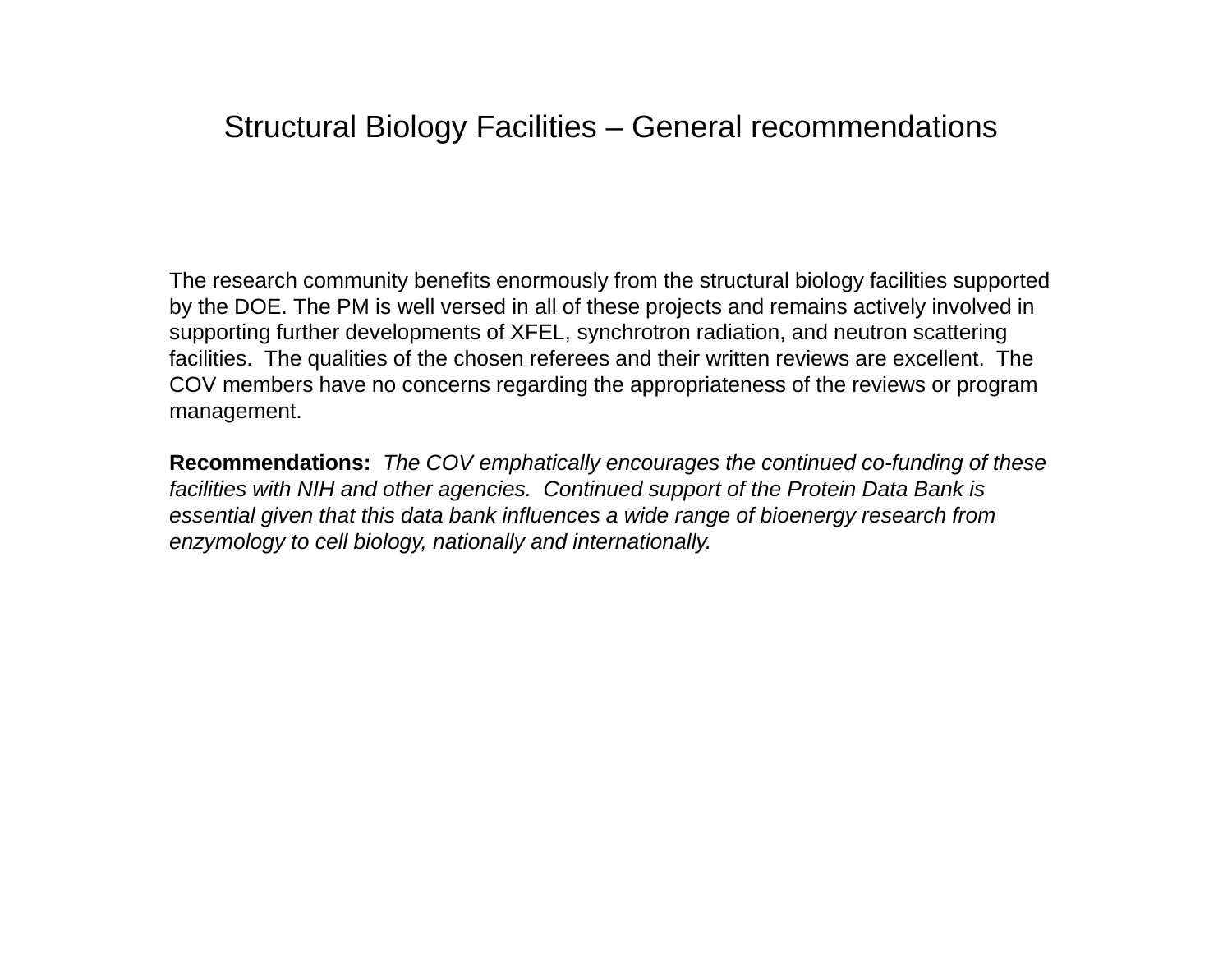# Structural Biology Facilities – General recommendations

The research community benefits enormously from the structural biology facilities supported by the DOE. The PM is well versed in all of these projects and remains actively involved in supporting further developments of XFEL, synchrotron radiation, and neutron scattering facilities. The qualities of the chosen referees and their written reviews are excellent. The COV members have no concerns regarding the appropriateness of the reviews or program management.

**Recommendations:** *The COV emphatically encourages the continued co-funding of these facilities with NIH and other agencies. Continued support of the Protein Data Bank is essential given that this data bank influences a wide range of bioenergy research from enzymology to cell biology, nationally and internationally.*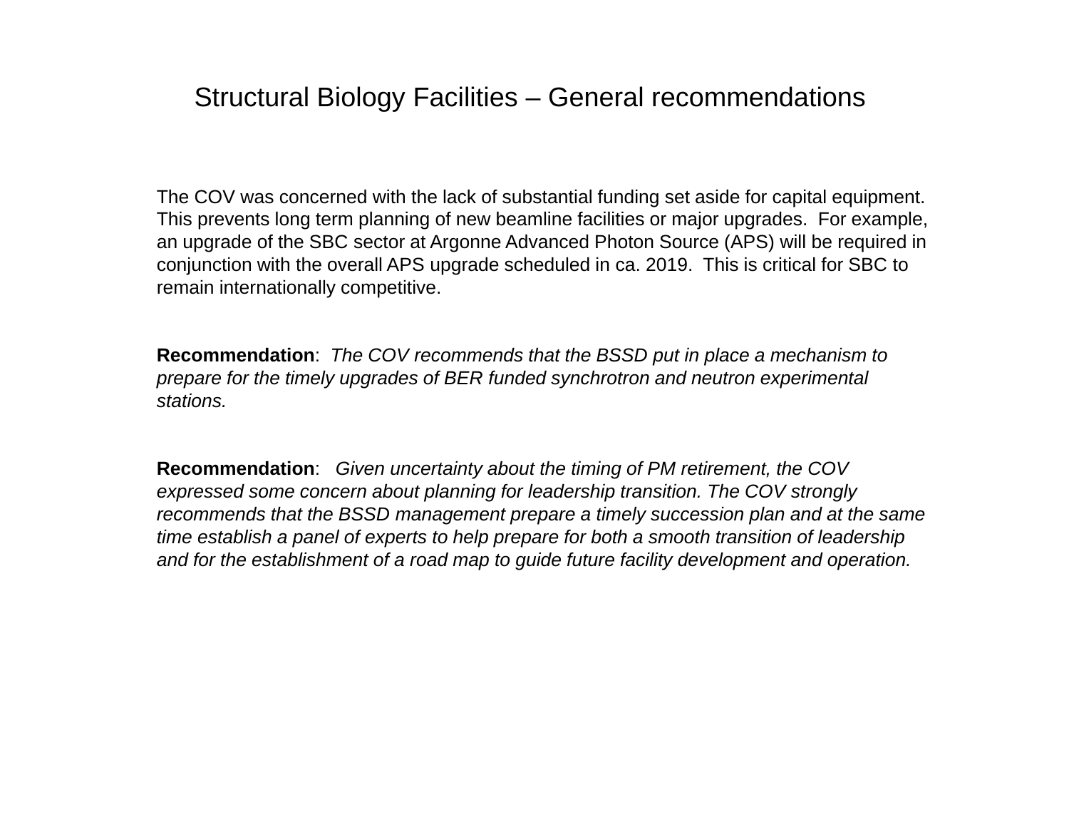# Structural Biology Facilities – General recommendations

The COV was concerned with the lack of substantial funding set aside for capital equipment. This prevents long term planning of new beamline facilities or major upgrades. For example, an upgrade of the SBC sector at Argonne Advanced Photon Source (APS) will be required in conjunction with the overall APS upgrade scheduled in ca. 2019. This is critical for SBC to remain internationally competitive.

**Recommendation**: *The COV recommends that the BSSD put in place a mechanism to prepare for the timely upgrades of BER funded synchrotron and neutron experimental stations.*

**Recommendation**: *Given uncertainty about the timing of PM retirement, the COV expressed some concern about planning for leadership transition. The COV strongly recommends that the BSSD management prepare a timely succession plan and at the same time establish a panel of experts to help prepare for both a smooth transition of leadership and for the establishment of a road map to guide future facility development and operation.*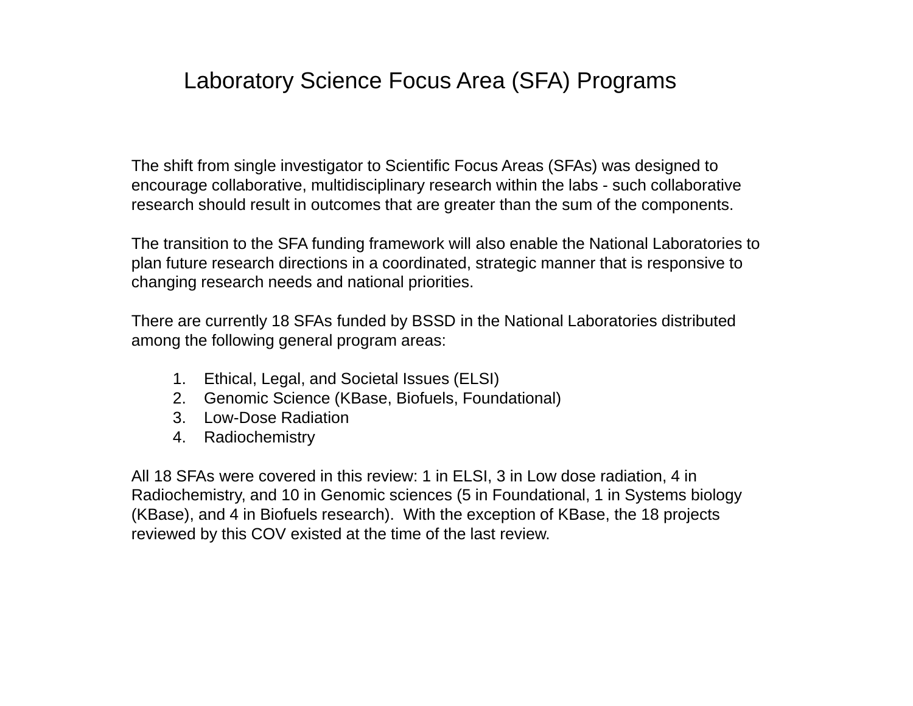# Laboratory Science Focus Area (SFA) Programs

The shift from single investigator to Scientific Focus Areas (SFAs) was designed to encourage collaborative, multidisciplinary research within the labs - such collaborative research should result in outcomes that are greater than the sum of the components.

The transition to the SFA funding framework will also enable the National Laboratories to plan future research directions in a coordinated, strategic manner that is responsive to changing research needs and national priorities.

There are currently 18 SFAs funded by BSSD in the National Laboratories distributed among the following general program areas:

1. Ethical, Legal, and Societal Issues (ELSI)
2. Genomic Science (KBase, Biofuels, Foundational)
3. Low-Dose Radiation
4. Radiochemistry

All 18 SFAs were covered in this review: 1 in ELSI, 3 in Low dose radiation, 4 in Radiochemistry, and 10 in Genomic sciences (5 in Foundational, 1 in Systems biology (KBase), and 4 in Biofuels research). With the exception of KBase, the 18 projects reviewed by this COV existed at the time of the last review.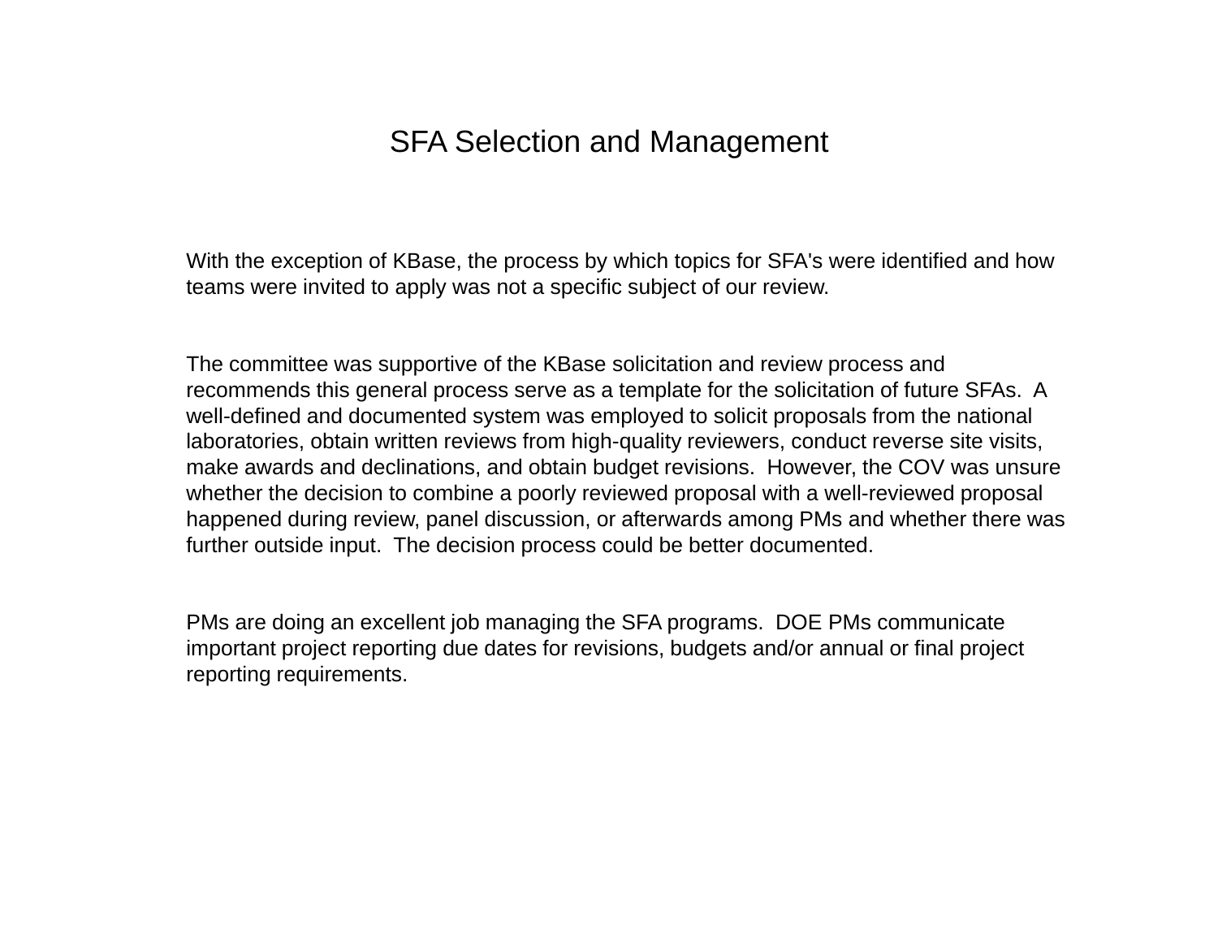# SFA Selection and Management

With the exception of KBase, the process by which topics for SFA's were identified and how teams were invited to apply was not a specific subject of our review.

The committee was supportive of the KBase solicitation and review process and recommends this general process serve as a template for the solicitation of future SFAs. A well-defined and documented system was employed to solicit proposals from the national laboratories, obtain written reviews from high-quality reviewers, conduct reverse site visits, make awards and declinations, and obtain budget revisions. However, the COV was unsure whether the decision to combine a poorly reviewed proposal with a well-reviewed proposal happened during review, panel discussion, or afterwards among PMs and whether there was further outside input. The decision process could be better documented.

PMs are doing an excellent job managing the SFA programs. DOE PMs communicate important project reporting due dates for revisions, budgets and/or annual or final project reporting requirements.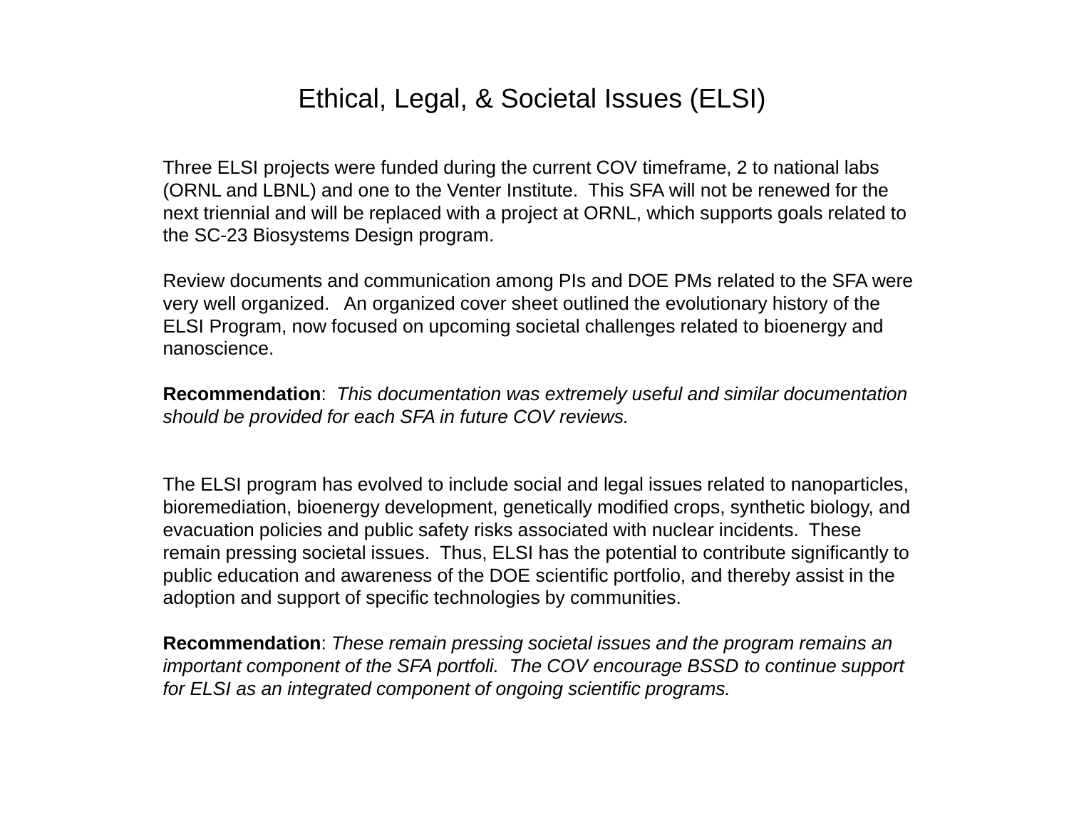# Ethical, Legal, & Societal Issues (ELSI)

Three ELSI projects were funded during the current COV timeframe, 2 to national labs (ORNL and LBNL) and one to the Venter Institute. This SFA will not be renewed for the next triennial and will be replaced with a project at ORNL, which supports goals related to the SC-23 Biosystems Design program.

Review documents and communication among PIs and DOE PMs related to the SFA were very well organized. An organized cover sheet outlined the evolutionary history of the ELSI Program, now focused on upcoming societal challenges related to bioenergy and nanoscience.

**Recommendation**: *This documentation was extremely useful and similar documentation should be provided for each SFA in future COV reviews.*

The ELSI program has evolved to include social and legal issues related to nanoparticles, bioremediation, bioenergy development, genetically modified crops, synthetic biology, and evacuation policies and public safety risks associated with nuclear incidents. These remain pressing societal issues. Thus, ELSI has the potential to contribute significantly to public education and awareness of the DOE scientific portfolio, and thereby assist in the adoption and support of specific technologies by communities.

**Recommendation**: *These remain pressing societal issues and the program remains an important component of the SFA portfoli. The COV encourage BSSD to continue support for ELSI as an integrated component of ongoing scientific programs.*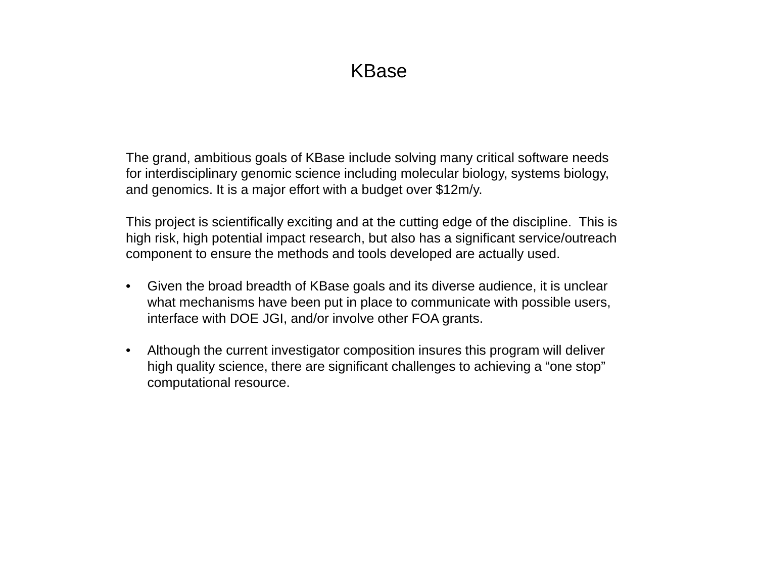# KBase

The grand, ambitious goals of KBase include solving many critical software needs for interdisciplinary genomic science including molecular biology, systems biology, and genomics. It is a major effort with a budget over $12m/y.

This project is scientifically exciting and at the cutting edge of the discipline. This is high risk, high potential impact research, but also has a significant service/outreach component to ensure the methods and tools developed are actually used.

- Given the broad breadth of KBase goals and its diverse audience, it is unclear what mechanisms have been put in place to communicate with possible users, interface with DOE JGI, and/or involve other FOA grants.

- Although the current investigator composition insures this program will deliver high quality science, there are significant challenges to achieving a “one stop” computational resource.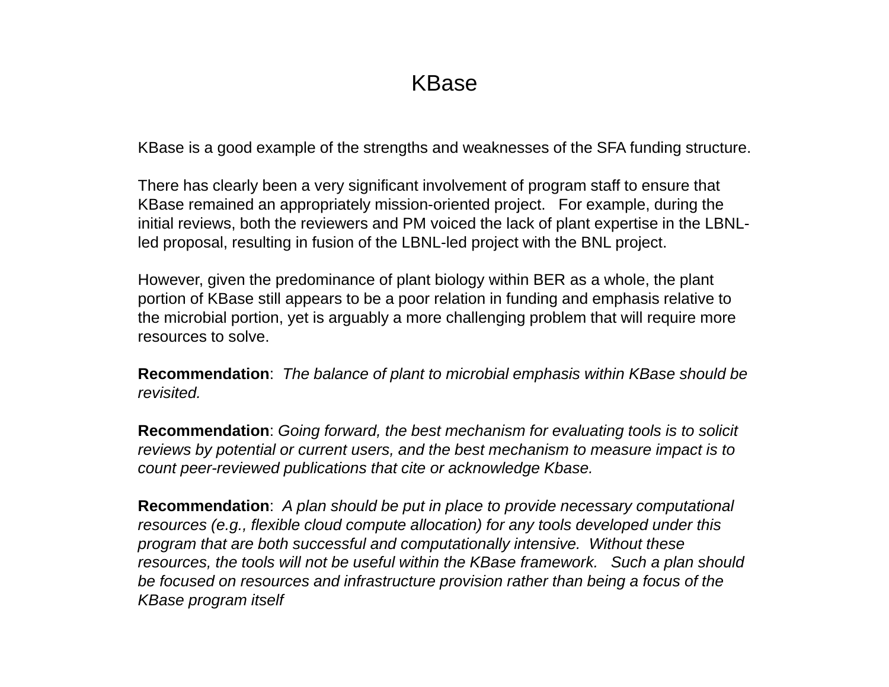# KBase

KBase is a good example of the strengths and weaknesses of the SFA funding structure.

There has clearly been a very significant involvement of program staff to ensure that KBase remained an appropriately mission-oriented project. For example, during the initial reviews, both the reviewers and PM voiced the lack of plant expertise in the LBNL-led proposal, resulting in fusion of the LBNL-led project with the BNL project.

However, given the predominance of plant biology within BER as a whole, the plant portion of KBase still appears to be a poor relation in funding and emphasis relative to the microbial portion, yet is arguably a more challenging problem that will require more resources to solve.

**Recommendation**: *The balance of plant to microbial emphasis within KBase should be revisited.*

**Recommendation**: *Going forward, the best mechanism for evaluating tools is to solicit reviews by potential or current users, and the best mechanism to measure impact is to count peer-reviewed publications that cite or acknowledge Kbase.*

**Recommendation**: *A plan should be put in place to provide necessary computational resources (e.g., flexible cloud compute allocation) for any tools developed under this program that are both successful and computationally intensive. Without these resources, the tools will not be useful within the KBase framework. Such a plan should be focused on resources and infrastructure provision rather than being a focus of the KBase program itself*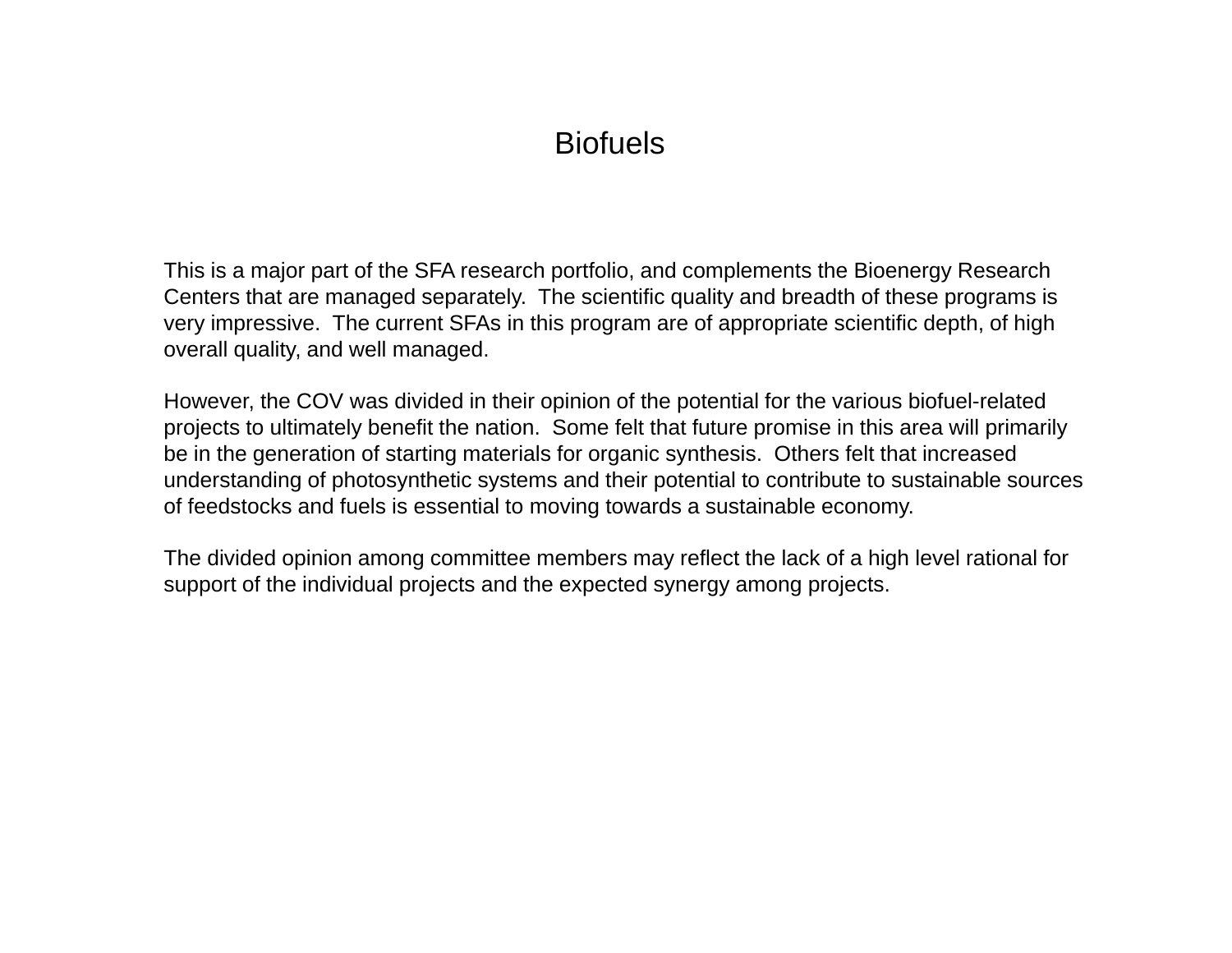# Biofuels

This is a major part of the SFA research portfolio, and complements the Bioenergy Research Centers that are managed separately. The scientific quality and breadth of these programs is very impressive. The current SFAs in this program are of appropriate scientific depth, of high overall quality, and well managed.

However, the COV was divided in their opinion of the potential for the various biofuel-related projects to ultimately benefit the nation. Some felt that future promise in this area will primarily be in the generation of starting materials for organic synthesis. Others felt that increased understanding of photosynthetic systems and their potential to contribute to sustainable sources of feedstocks and fuels is essential to moving towards a sustainable economy.

The divided opinion among committee members may reflect the lack of a high level rational for support of the individual projects and the expected synergy among projects.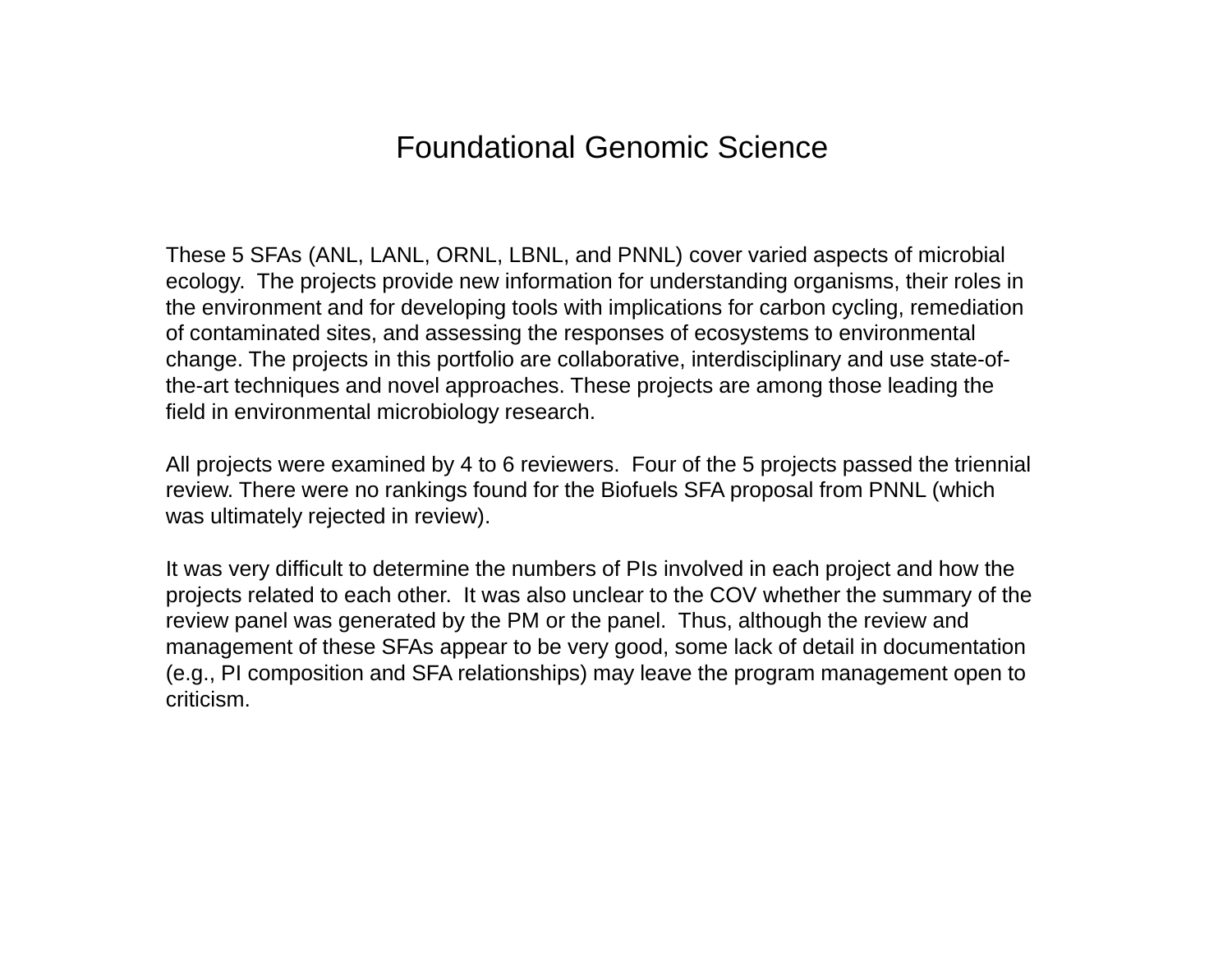# Foundational Genomic Science

These 5 SFAs (ANL, LANL, ORNL, LBNL, and PNNL) cover varied aspects of microbial ecology. The projects provide new information for understanding organisms, their roles in the environment and for developing tools with implications for carbon cycling, remediation of contaminated sites, and assessing the responses of ecosystems to environmental change. The projects in this portfolio are collaborative, interdisciplinary and use state-of-the-art techniques and novel approaches. These projects are among those leading the field in environmental microbiology research.

All projects were examined by 4 to 6 reviewers. Four of the 5 projects passed the triennial review. There were no rankings found for the Biofuels SFA proposal from PNNL (which was ultimately rejected in review).

It was very difficult to determine the numbers of PIs involved in each project and how the projects related to each other. It was also unclear to the COV whether the summary of the review panel was generated by the PM or the panel. Thus, although the review and management of these SFAs appear to be very good, some lack of detail in documentation (e.g., PI composition and SFA relationships) may leave the program management open to criticism.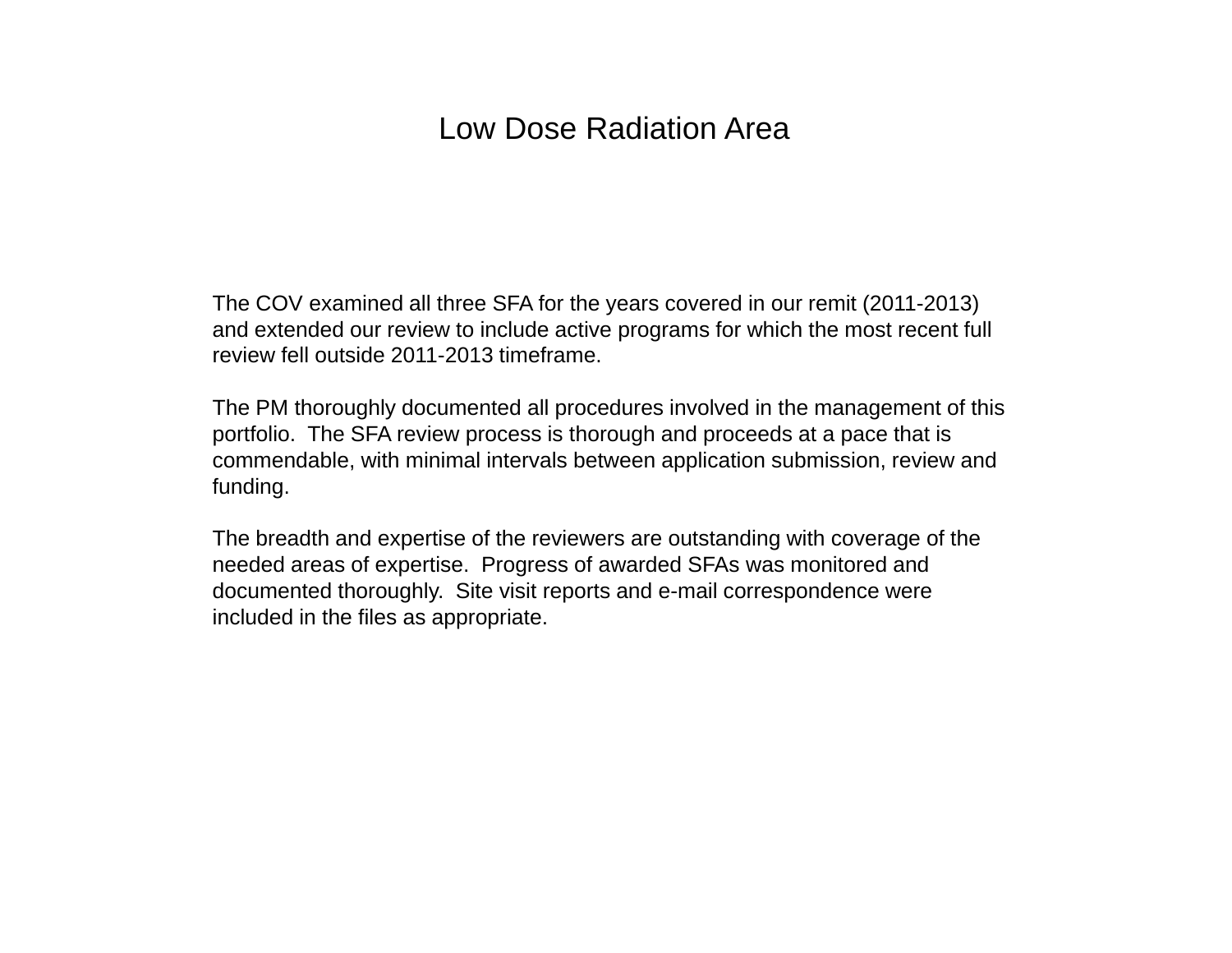# Low Dose Radiation Area

The COV examined all three SFA for the years covered in our remit (2011-2013) and extended our review to include active programs for which the most recent full review fell outside 2011-2013 timeframe.

The PM thoroughly documented all procedures involved in the management of this portfolio. The SFA review process is thorough and proceeds at a pace that is commendable, with minimal intervals between application submission, review and funding.

The breadth and expertise of the reviewers are outstanding with coverage of the needed areas of expertise. Progress of awarded SFAs was monitored and documented thoroughly. Site visit reports and e-mail correspondence were included in the files as appropriate.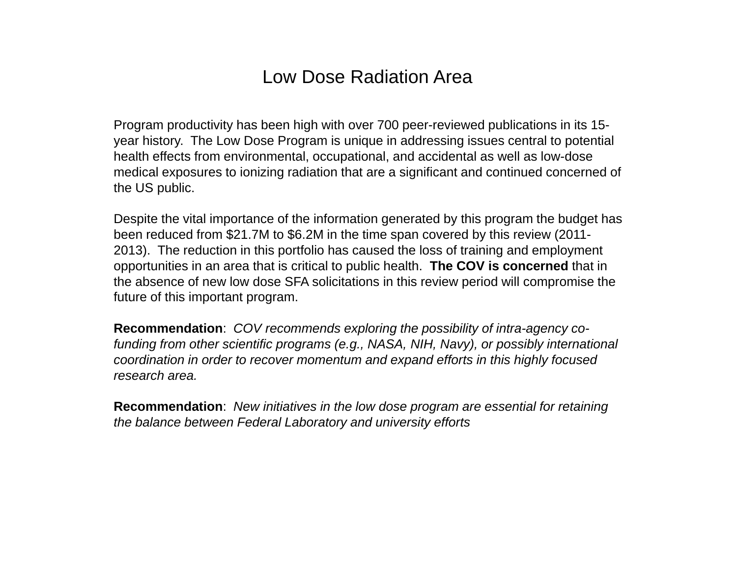# Low Dose Radiation Area

Program productivity has been high with over 700 peer-reviewed publications in its 15-year history. The Low Dose Program is unique in addressing issues central to potential health effects from environmental, occupational, and accidental as well as low-dose medical exposures to ionizing radiation that are a significant and continued concerned of the US public.

Despite the vital importance of the information generated by this program the budget has been reduced from $21.7M to $6.2M in the time span covered by this review (2011-2013). The reduction in this portfolio has caused the loss of training and employment opportunities in an area that is critical to public health. **The COV is concerned** that in the absence of new low dose SFA solicitations in this review period will compromise the future of this important program.

**Recommendation**: *COV recommends exploring the possibility of intra-agency co-funding from other scientific programs (e.g., NASA, NIH, Navy), or possibly international coordination in order to recover momentum and expand efforts in this highly focused research area.*

**Recommendation**: *New initiatives in the low dose program are essential for retaining the balance between Federal Laboratory and university efforts*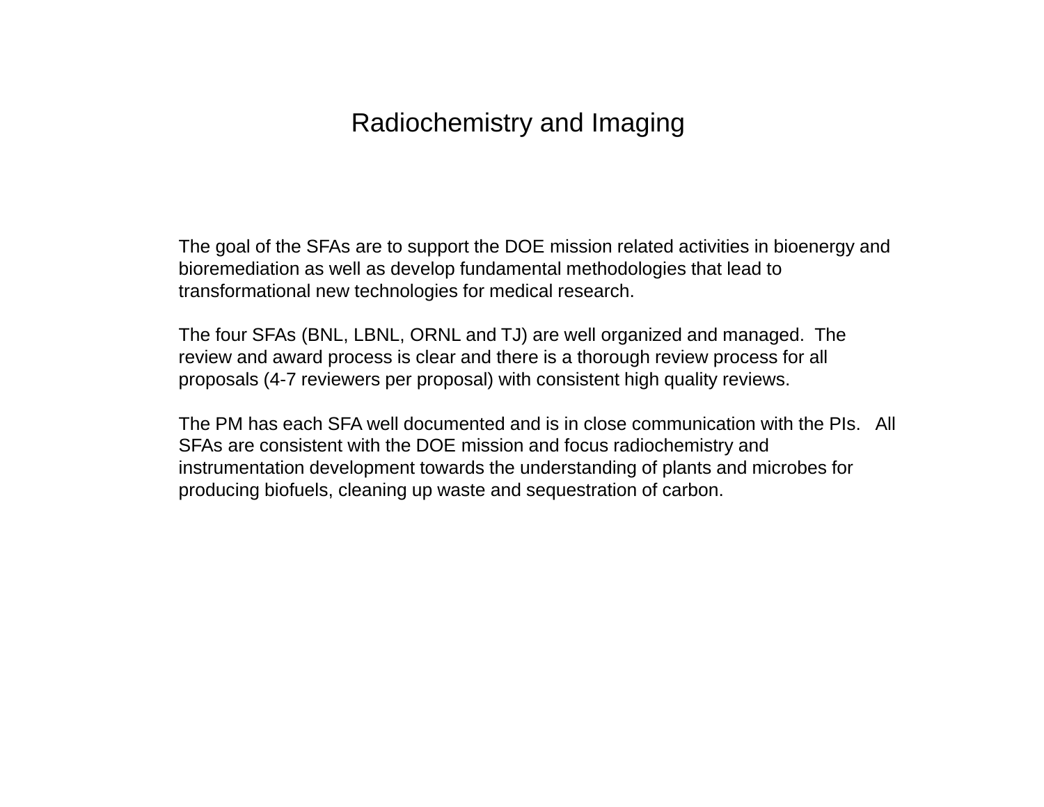# Radiochemistry and Imaging

The goal of the SFAs are to support the DOE mission related activities in bioenergy and bioremediation as well as develop fundamental methodologies that lead to transformational new technologies for medical research.

The four SFAs (BNL, LBNL, ORNL and TJ) are well organized and managed. The review and award process is clear and there is a thorough review process for all proposals (4-7 reviewers per proposal) with consistent high quality reviews.

The PM has each SFA well documented and is in close communication with the PIs. All SFAs are consistent with the DOE mission and focus radiochemistry and instrumentation development towards the understanding of plants and microbes for producing biofuels, cleaning up waste and sequestration of carbon.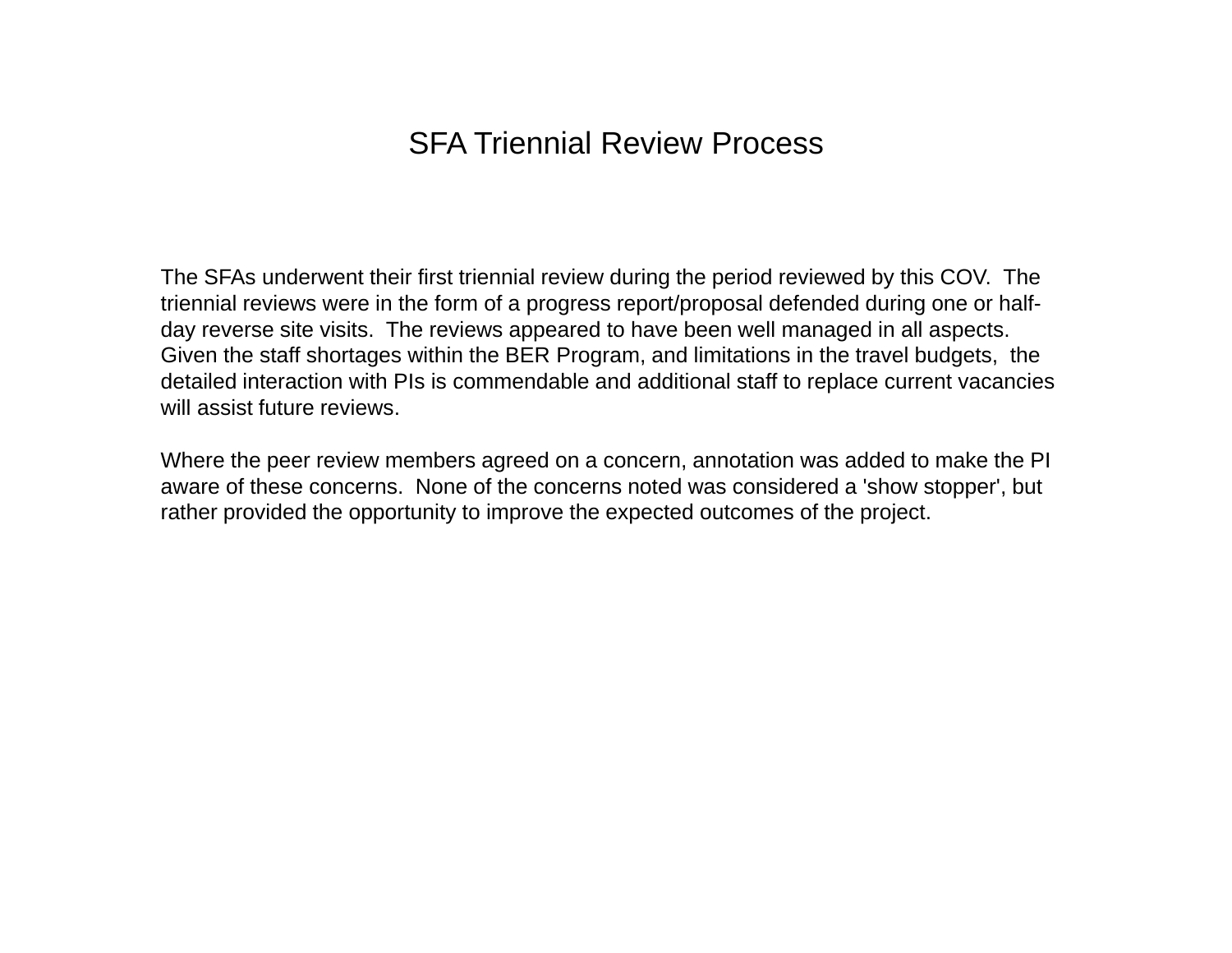# SFA Triennial Review Process

The SFAs underwent their first triennial review during the period reviewed by this COV. The triennial reviews were in the form of a progress report/proposal defended during one or half-day reverse site visits. The reviews appeared to have been well managed in all aspects. Given the staff shortages within the BER Program, and limitations in the travel budgets, the detailed interaction with PIs is commendable and additional staff to replace current vacancies will assist future reviews.

Where the peer review members agreed on a concern, annotation was added to make the PI aware of these concerns. None of the concerns noted was considered a 'show stopper', but rather provided the opportunity to improve the expected outcomes of the project.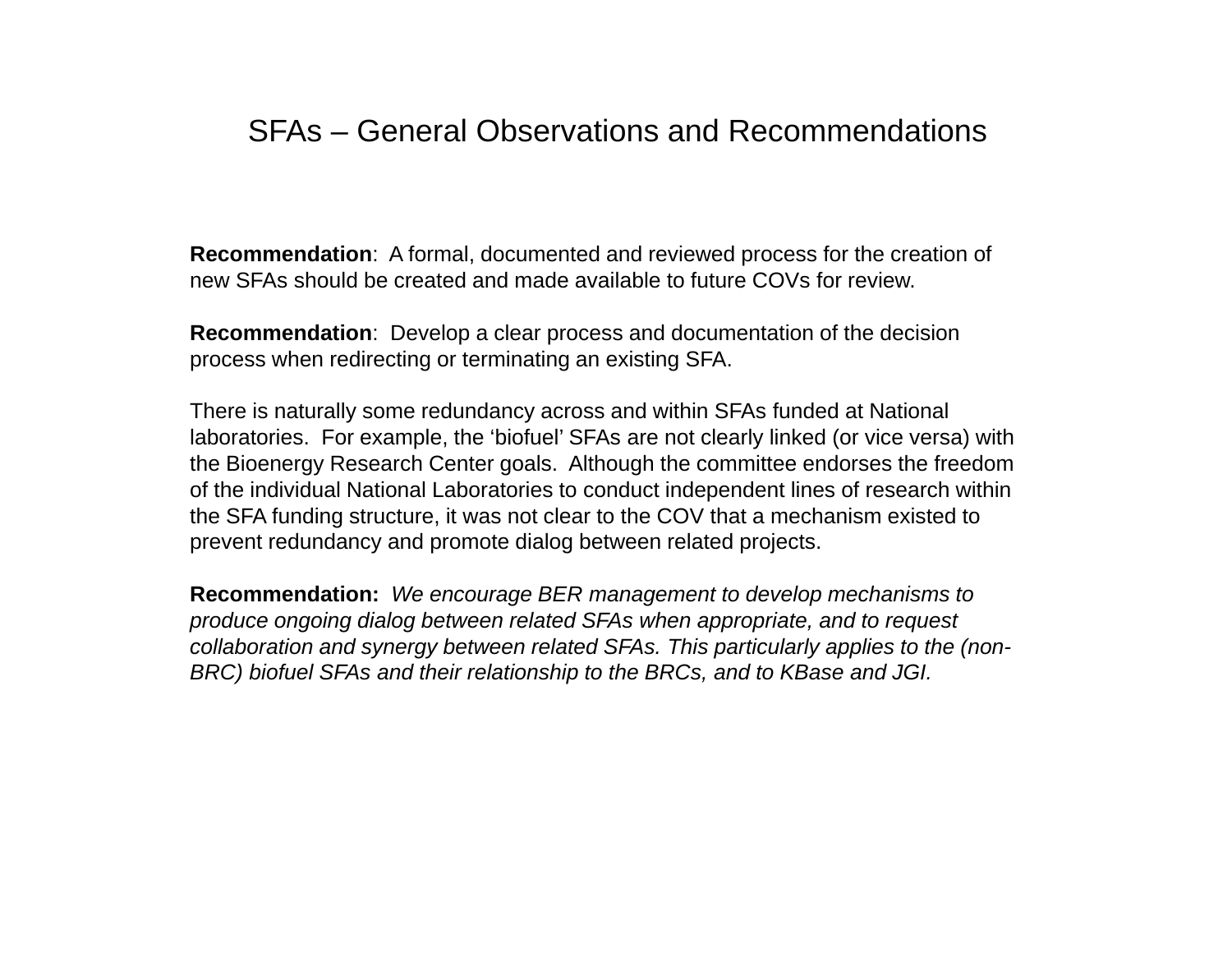# SFAs – General Observations and Recommendations

**Recommendation**: A formal, documented and reviewed process for the creation of new SFAs should be created and made available to future COVs for review.

**Recommendation**: Develop a clear process and documentation of the decision process when redirecting or terminating an existing SFA.

There is naturally some redundancy across and within SFAs funded at National laboratories. For example, the 'biofuel' SFAs are not clearly linked (or vice versa) with the Bioenergy Research Center goals. Although the committee endorses the freedom of the individual National Laboratories to conduct independent lines of research within the SFA funding structure, it was not clear to the COV that a mechanism existed to prevent redundancy and promote dialog between related projects.

**Recommendation:** *We encourage BER management to develop mechanisms to produce ongoing dialog between related SFAs when appropriate, and to request collaboration and synergy between related SFAs. This particularly applies to the (non-BRC) biofuel SFAs and their relationship to the BRCs, and to KBase and JGI.*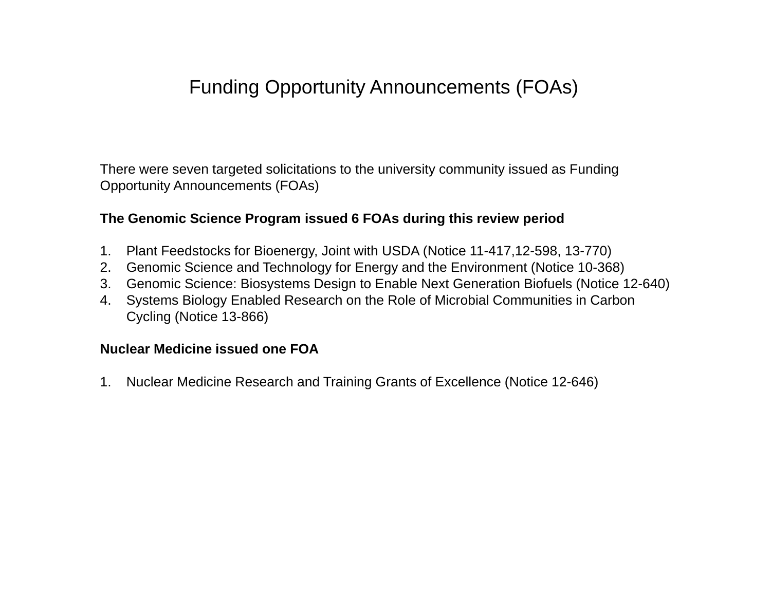# Funding Opportunity Announcements (FOAs)

There were seven targeted solicitations to the university community issued as Funding Opportunity Announcements (FOAs)

**The Genomic Science Program issued 6 FOAs during this review period**

1. Plant Feedstocks for Bioenergy, Joint with USDA (Notice 11-417,12-598, 13-770)
2. Genomic Science and Technology for Energy and the Environment (Notice 10-368)
3. Genomic Science: Biosystems Design to Enable Next Generation Biofuels (Notice 12-640)
4. Systems Biology Enabled Research on the Role of Microbial Communities in Carbon Cycling (Notice 13-866)

**Nuclear Medicine issued one FOA**

1. Nuclear Medicine Research and Training Grants of Excellence (Notice 12-646)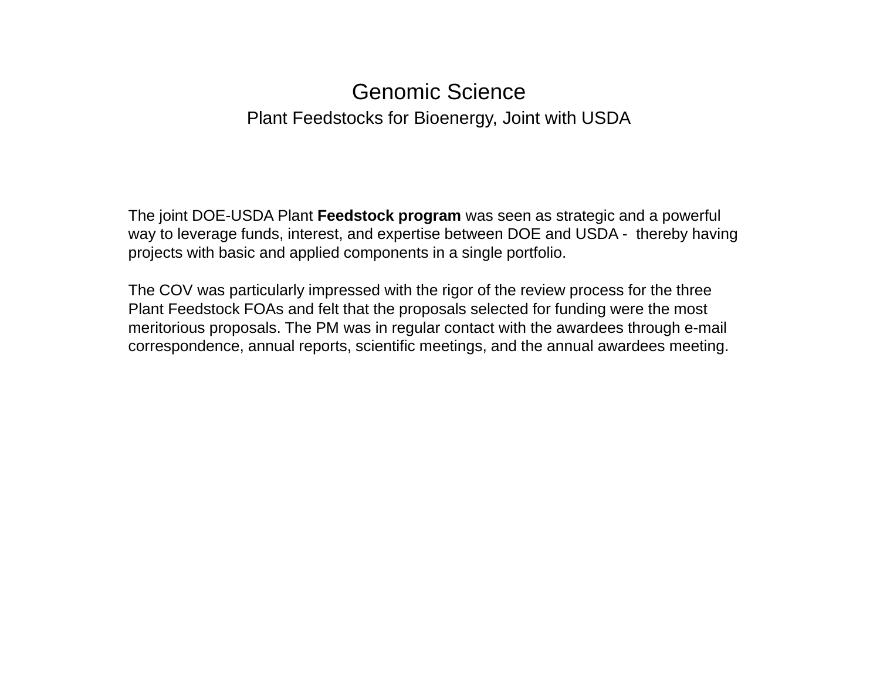# Genomic Science

## Plant Feedstocks for Bioenergy, Joint with USDA

The joint DOE-USDA Plant **Feedstock program** was seen as strategic and a powerful way to leverage funds, interest, and expertise between DOE and USDA - thereby having projects with basic and applied components in a single portfolio.

The COV was particularly impressed with the rigor of the review process for the three Plant Feedstock FOAs and felt that the proposals selected for funding were the most meritorious proposals. The PM was in regular contact with the awardees through e-mail correspondence, annual reports, scientific meetings, and the annual awardees meeting.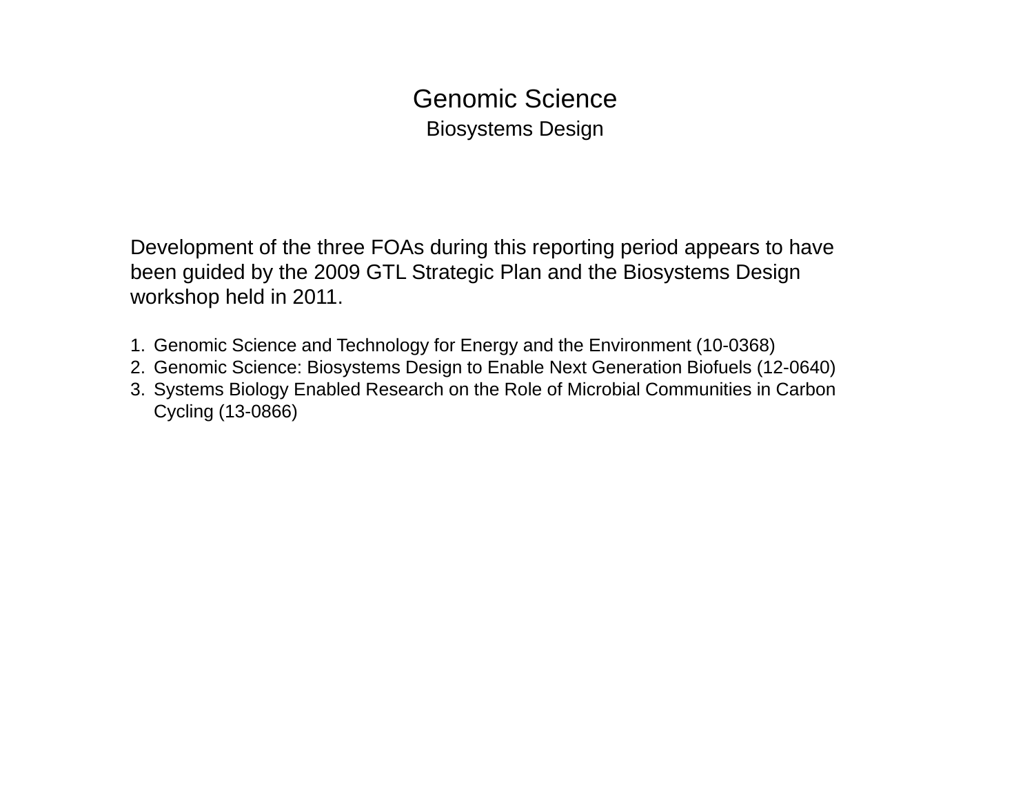# Genomic Science

## Biosystems Design

Development of the three FOAs during this reporting period appears to have been guided by the 2009 GTL Strategic Plan and the Biosystems Design workshop held in 2011.

1. Genomic Science and Technology for Energy and the Environment (10-0368)
2. Genomic Science: Biosystems Design to Enable Next Generation Biofuels (12-0640)
3. Systems Biology Enabled Research on the Role of Microbial Communities in Carbon Cycling (13-0866)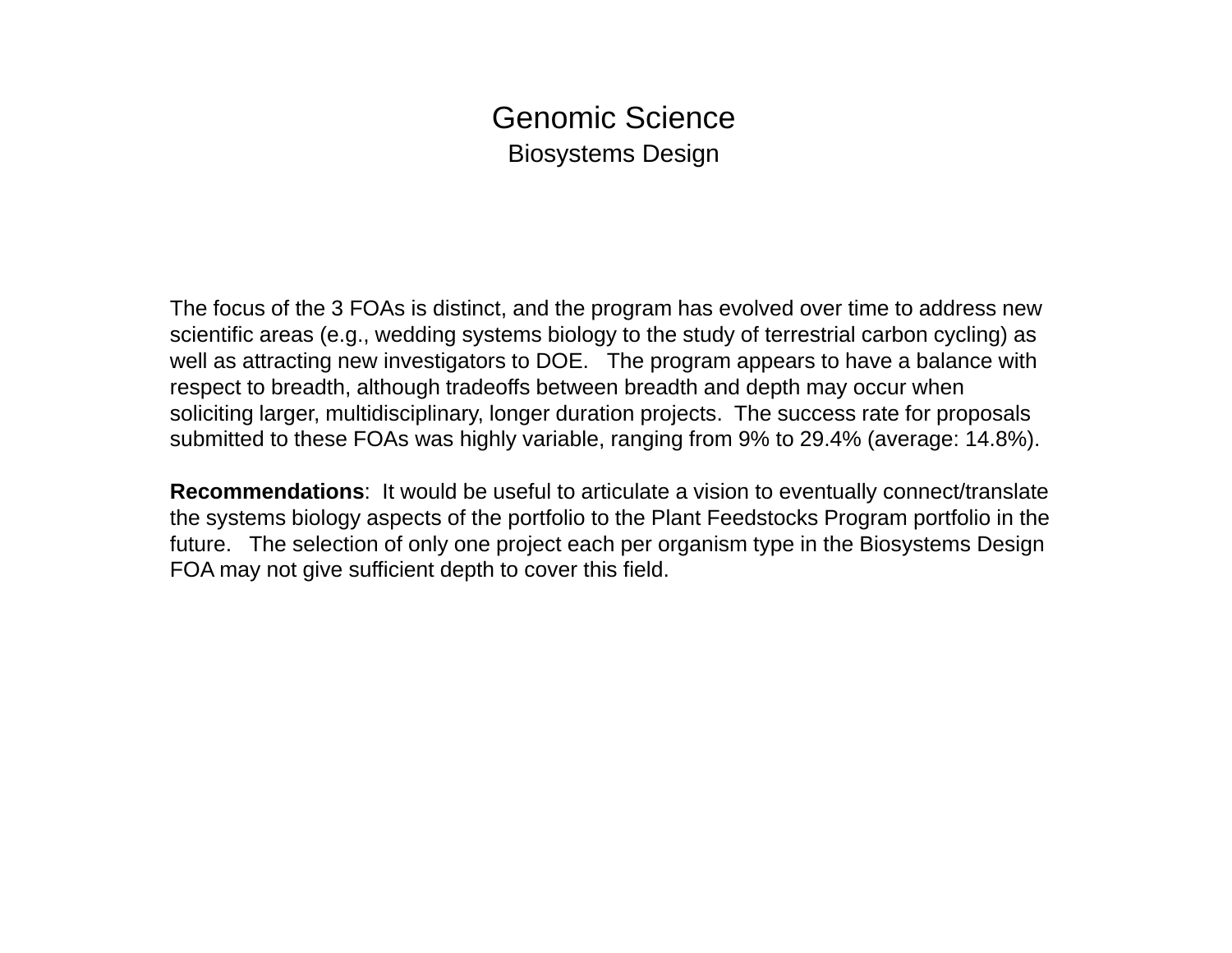# Genomic Science

## Biosystems Design

The focus of the 3 FOAs is distinct, and the program has evolved over time to address new scientific areas (e.g., wedding systems biology to the study of terrestrial carbon cycling) as well as attracting new investigators to DOE. The program appears to have a balance with respect to breadth, although tradeoffs between breadth and depth may occur when soliciting larger, multidisciplinary, longer duration projects. The success rate for proposals submitted to these FOAs was highly variable, ranging from 9% to 29.4% (average: 14.8%).

**Recommendations**: It would be useful to articulate a vision to eventually connect/translate the systems biology aspects of the portfolio to the Plant Feedstocks Program portfolio in the future. The selection of only one project each per organism type in the Biosystems Design FOA may not give sufficient depth to cover this field.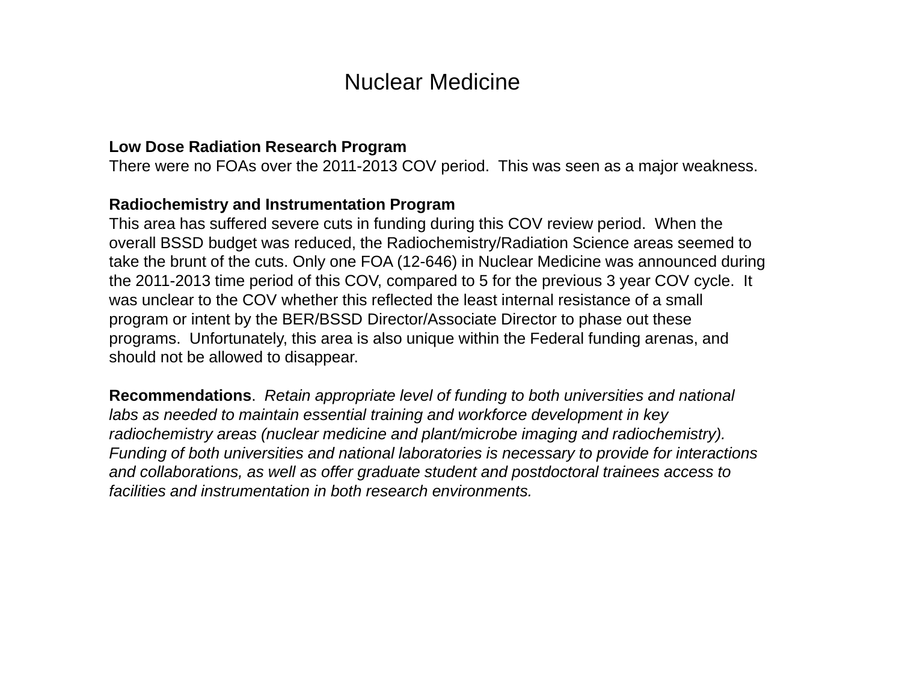# Nuclear Medicine

**Low Dose Radiation Research Program**

There were no FOAs over the 2011-2013 COV period. This was seen as a major weakness.

**Radiochemistry and Instrumentation Program**

This area has suffered severe cuts in funding during this COV review period. When the overall BSSD budget was reduced, the Radiochemistry/Radiation Science areas seemed to take the brunt of the cuts. Only one FOA (12-646) in Nuclear Medicine was announced during the 2011-2013 time period of this COV, compared to 5 for the previous 3 year COV cycle. It was unclear to the COV whether this reflected the least internal resistance of a small program or intent by the BER/BSSD Director/Associate Director to phase out these programs. Unfortunately, this area is also unique within the Federal funding arenas, and should not be allowed to disappear.

**Recommendations**. *Retain appropriate level of funding to both universities and national labs as needed to maintain essential training and workforce development in key radiochemistry areas (nuclear medicine and plant/microbe imaging and radiochemistry). Funding of both universities and national laboratories is necessary to provide for interactions and collaborations, as well as offer graduate student and postdoctoral trainees access to facilities and instrumentation in both research environments.*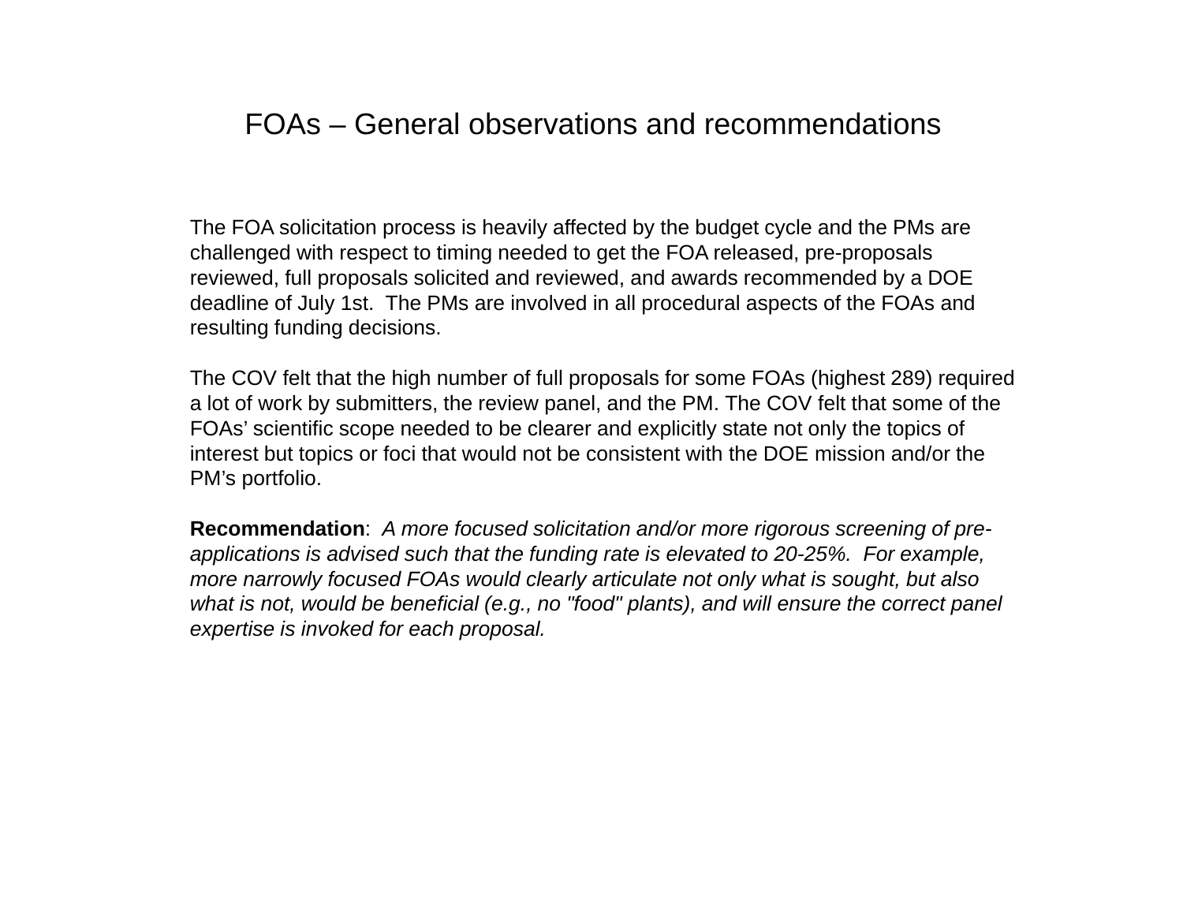# FOAs – General observations and recommendations

The FOA solicitation process is heavily affected by the budget cycle and the PMs are challenged with respect to timing needed to get the FOA released, pre-proposals reviewed, full proposals solicited and reviewed, and awards recommended by a DOE deadline of July 1st. The PMs are involved in all procedural aspects of the FOAs and resulting funding decisions.

The COV felt that the high number of full proposals for some FOAs (highest 289) required a lot of work by submitters, the review panel, and the PM. The COV felt that some of the FOAs' scientific scope needed to be clearer and explicitly state not only the topics of interest but topics or foci that would not be consistent with the DOE mission and/or the PM's portfolio.

**Recommendation**: *A more focused solicitation and/or more rigorous screening of pre-applications is advised such that the funding rate is elevated to 20-25%. For example, more narrowly focused FOAs would clearly articulate not only what is sought, but also what is not, would be beneficial (e.g., no "food" plants), and will ensure the correct panel expertise is invoked for each proposal.*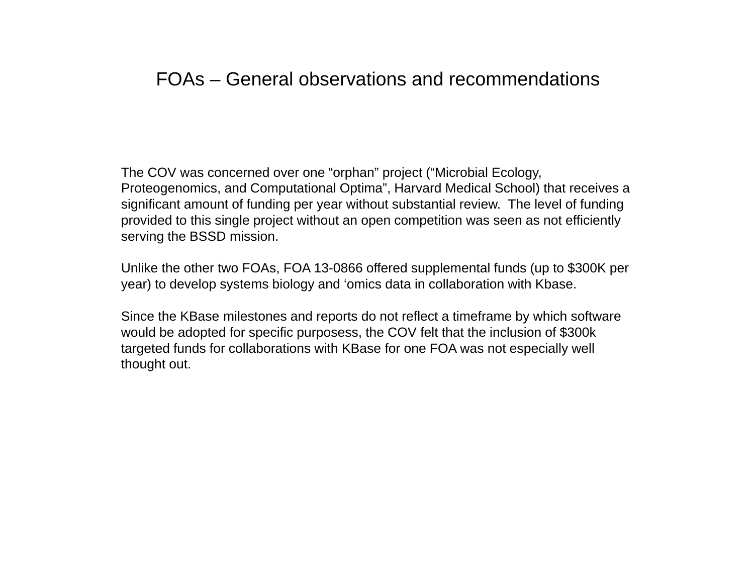# FOAs – General observations and recommendations

The COV was concerned over one “orphan” project (“Microbial Ecology, Proteogenomics, and Computational Optima”, Harvard Medical School) that receives a significant amount of funding per year without substantial review. The level of funding provided to this single project without an open competition was seen as not efficiently serving the BSSD mission.

Unlike the other two FOAs, FOA 13-0866 offered supplemental funds (up to $300K per year) to develop systems biology and ‘omics data in collaboration with Kbase.

Since the KBase milestones and reports do not reflect a timeframe by which software would be adopted for specific purposess, the COV felt that the inclusion of $300k targeted funds for collaborations with KBase for one FOA was not especially well thought out.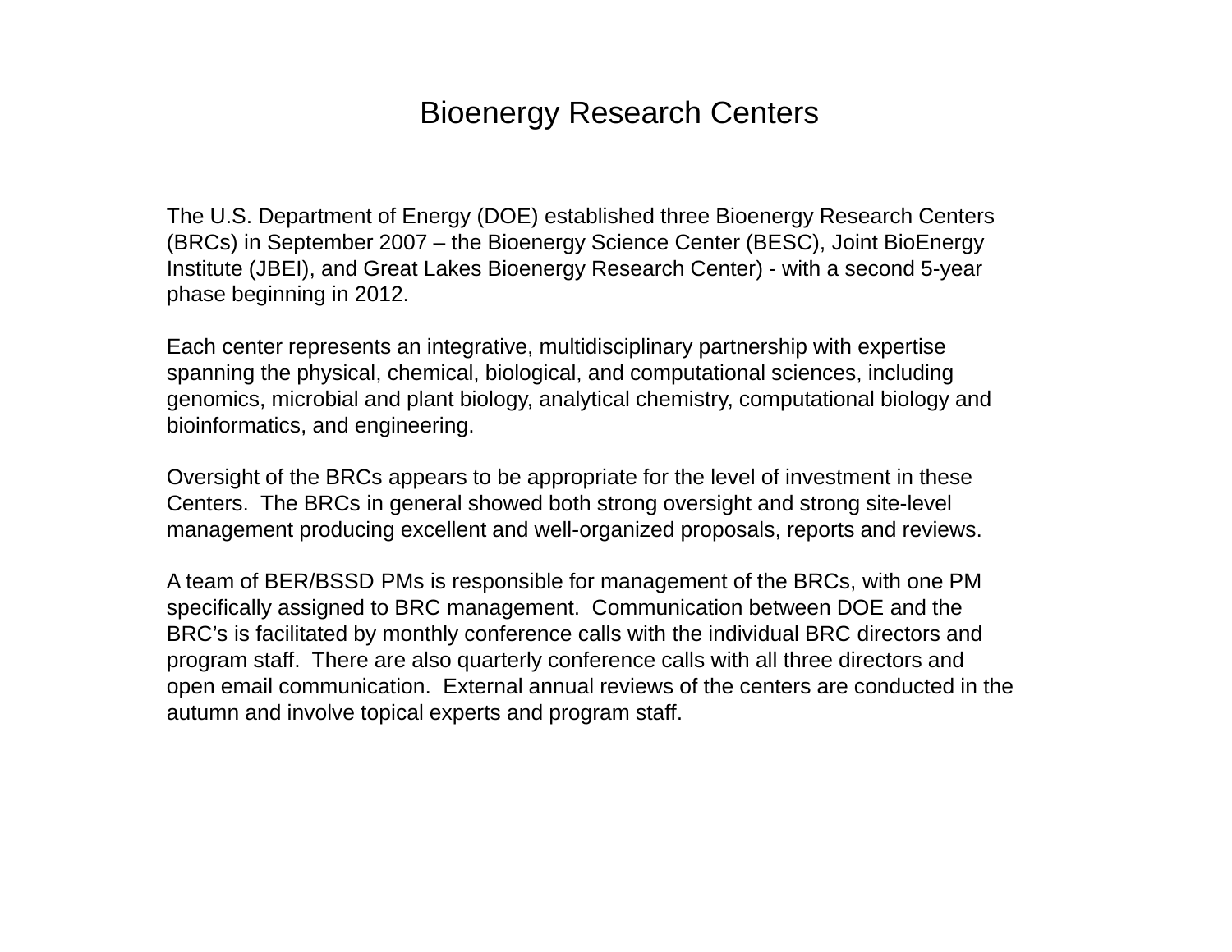# Bioenergy Research Centers

The U.S. Department of Energy (DOE) established three Bioenergy Research Centers (BRCs) in September 2007 – the Bioenergy Science Center (BESC), Joint BioEnergy Institute (JBEI), and Great Lakes Bioenergy Research Center) - with a second 5-year phase beginning in 2012.

Each center represents an integrative, multidisciplinary partnership with expertise spanning the physical, chemical, biological, and computational sciences, including genomics, microbial and plant biology, analytical chemistry, computational biology and bioinformatics, and engineering.

Oversight of the BRCs appears to be appropriate for the level of investment in these Centers. The BRCs in general showed both strong oversight and strong site-level management producing excellent and well-organized proposals, reports and reviews.

A team of BER/BSSD PMs is responsible for management of the BRCs, with one PM specifically assigned to BRC management. Communication between DOE and the BRC's is facilitated by monthly conference calls with the individual BRC directors and program staff. There are also quarterly conference calls with all three directors and open email communication. External annual reviews of the centers are conducted in the autumn and involve topical experts and program staff.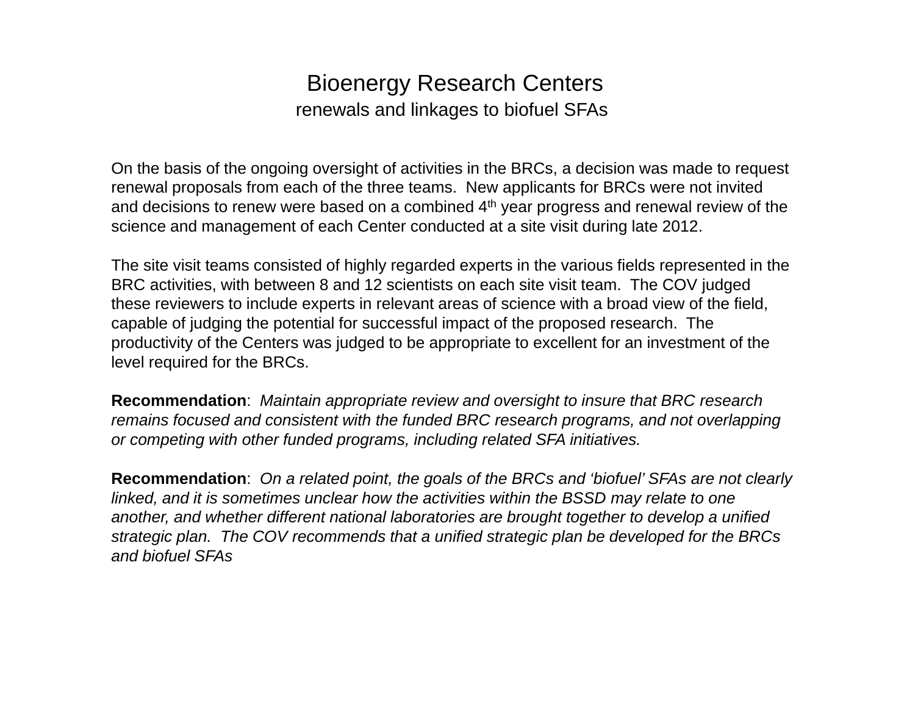# Bioenergy Research Centers

## renewals and linkages to biofuel SFAs

On the basis of the ongoing oversight of activities in the BRCs, a decision was made to request renewal proposals from each of the three teams. New applicants for BRCs were not invited and decisions to renew were based on a combined 4th year progress and renewal review of the science and management of each Center conducted at a site visit during late 2012.

The site visit teams consisted of highly regarded experts in the various fields represented in the BRC activities, with between 8 and 12 scientists on each site visit team. The COV judged these reviewers to include experts in relevant areas of science with a broad view of the field, capable of judging the potential for successful impact of the proposed research. The productivity of the Centers was judged to be appropriate to excellent for an investment of the level required for the BRCs.

**Recommendation**: *Maintain appropriate review and oversight to insure that BRC research remains focused and consistent with the funded BRC research programs, and not overlapping or competing with other funded programs, including related SFA initiatives.*

**Recommendation**: *On a related point, the goals of the BRCs and 'biofuel' SFAs are not clearly linked, and it is sometimes unclear how the activities within the BSSD may relate to one another, and whether different national laboratories are brought together to develop a unified strategic plan. The COV recommends that a unified strategic plan be developed for the BRCs and biofuel SFAs*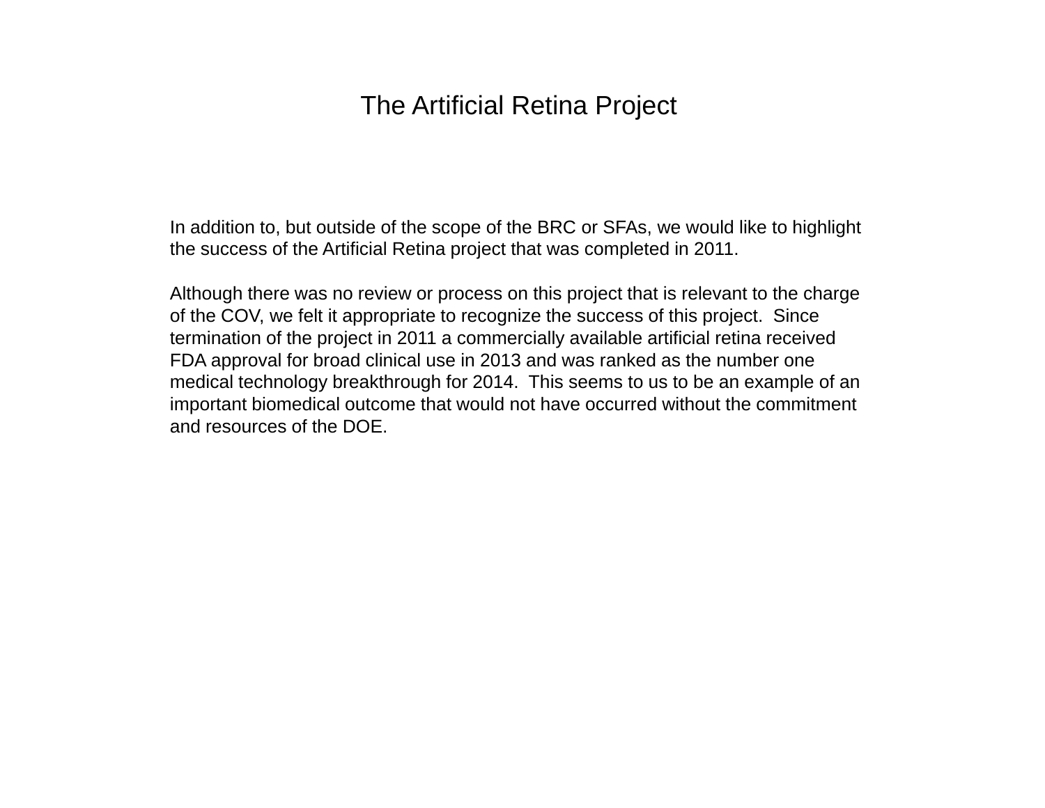# The Artificial Retina Project

In addition to, but outside of the scope of the BRC or SFAs, we would like to highlight the success of the Artificial Retina project that was completed in 2011.

Although there was no review or process on this project that is relevant to the charge of the COV, we felt it appropriate to recognize the success of this project. Since termination of the project in 2011 a commercially available artificial retina received FDA approval for broad clinical use in 2013 and was ranked as the number one medical technology breakthrough for 2014. This seems to us to be an example of an important biomedical outcome that would not have occurred without the commitment and resources of the DOE.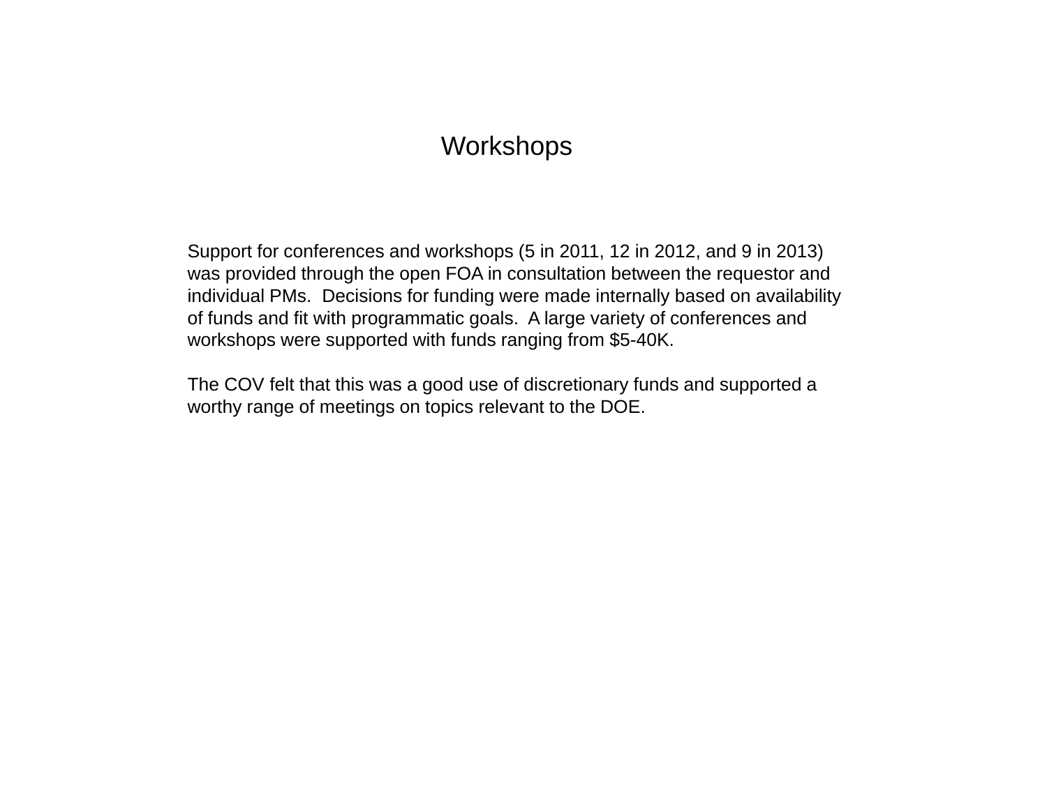# Workshops

Support for conferences and workshops (5 in 2011, 12 in 2012, and 9 in 2013) was provided through the open FOA in consultation between the requestor and individual PMs. Decisions for funding were made internally based on availability of funds and fit with programmatic goals. A large variety of conferences and workshops were supported with funds ranging from $5-40K.

The COV felt that this was a good use of discretionary funds and supported a worthy range of meetings on topics relevant to the DOE.